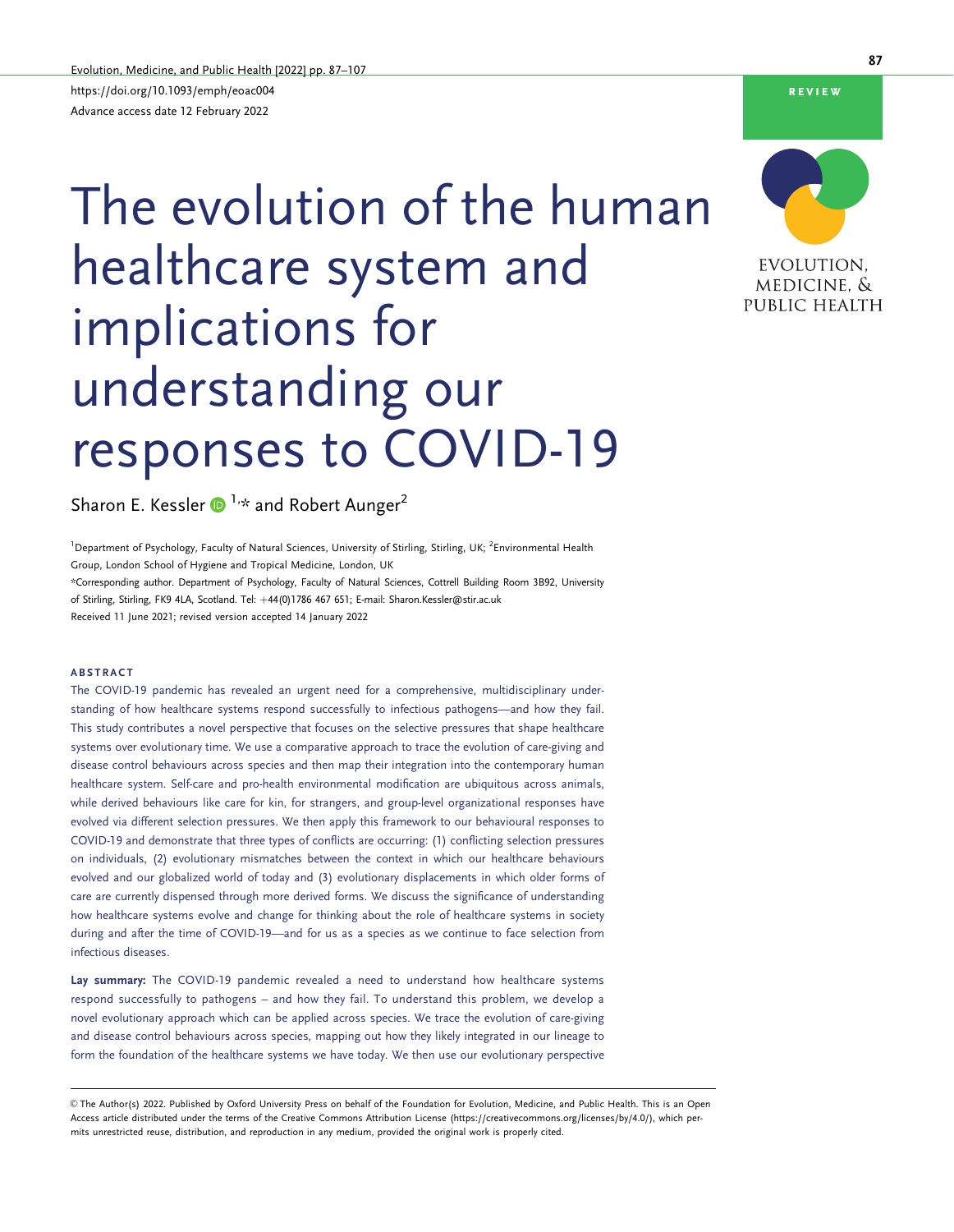https://doi.org/10.1093/emph/eoac004
Advance access date 12 February 2022

REVIEW

# The evolution of the human healthcare system and implications for understanding our responses to COVID-19

Sharon E. Kessler[1,*] and Robert Aunger[2]

[1]Department of Psychology, Faculty of Natural Sciences, University of Stirling, Stirling, UK; [2]Environmental Health Group, London School of Hygiene and Tropical Medicine, London, UK

*Corresponding author. Department of Psychology, Faculty of Natural Sciences, Cottrell Building Room 3B92, University of Stirling, Stirling, FK9 4LA, Scotland. Tel: +44(0)1786 467 651; E-mail: Sharon.Kessler@stir.ac.uk

Received 11 June 2021; revised version accepted 14 January 2022

## ABSTRACT

The COVID-19 pandemic has revealed an urgent need for a comprehensive, multidisciplinary understanding of how healthcare systems respond successfully to infectious pathogens—and how they fail. This study contributes a novel perspective that focuses on the selective pressures that shape healthcare systems over evolutionary time. We use a comparative approach to trace the evolution of care-giving and disease control behaviours across species and then map their integration into the contemporary human healthcare system. Self-care and pro-health environmental modification are ubiquitous across animals, while derived behaviours like care for kin, for strangers, and group-level organizational responses have evolved via different selection pressures. We then apply this framework to our behavioural responses to COVID-19 and demonstrate that three types of conflicts are occurring: (1) conflicting selection pressures on individuals, (2) evolutionary mismatches between the context in which our healthcare behaviours evolved and our globalized world of today and (3) evolutionary displacements in which older forms of care are currently dispensed through more derived forms. We discuss the significance of understanding how healthcare systems evolve and change for thinking about the role of healthcare systems in society during and after the time of COVID-19—and for us as a species as we continue to face selection from infectious diseases.

**Lay summary:** The COVID-19 pandemic revealed a need to understand how healthcare systems respond successfully to pathogens – and how they fail. To understand this problem, we develop a novel evolutionary approach which can be applied across species. We trace the evolution of care-giving and disease control behaviours across species, mapping out how they likely integrated in our lineage to form the foundation of the healthcare systems we have today. We then use our evolutionary perspective

© The Author(s) 2022. Published by Oxford University Press on behalf of the Foundation for Evolution, Medicine, and Public Health. This is an Open Access article distributed under the terms of the Creative Commons Attribution License (https://creativecommons.org/licenses/by/4.0/), which permits unrestricted reuse, distribution, and reproduction in any medium, provided the original work is properly cited.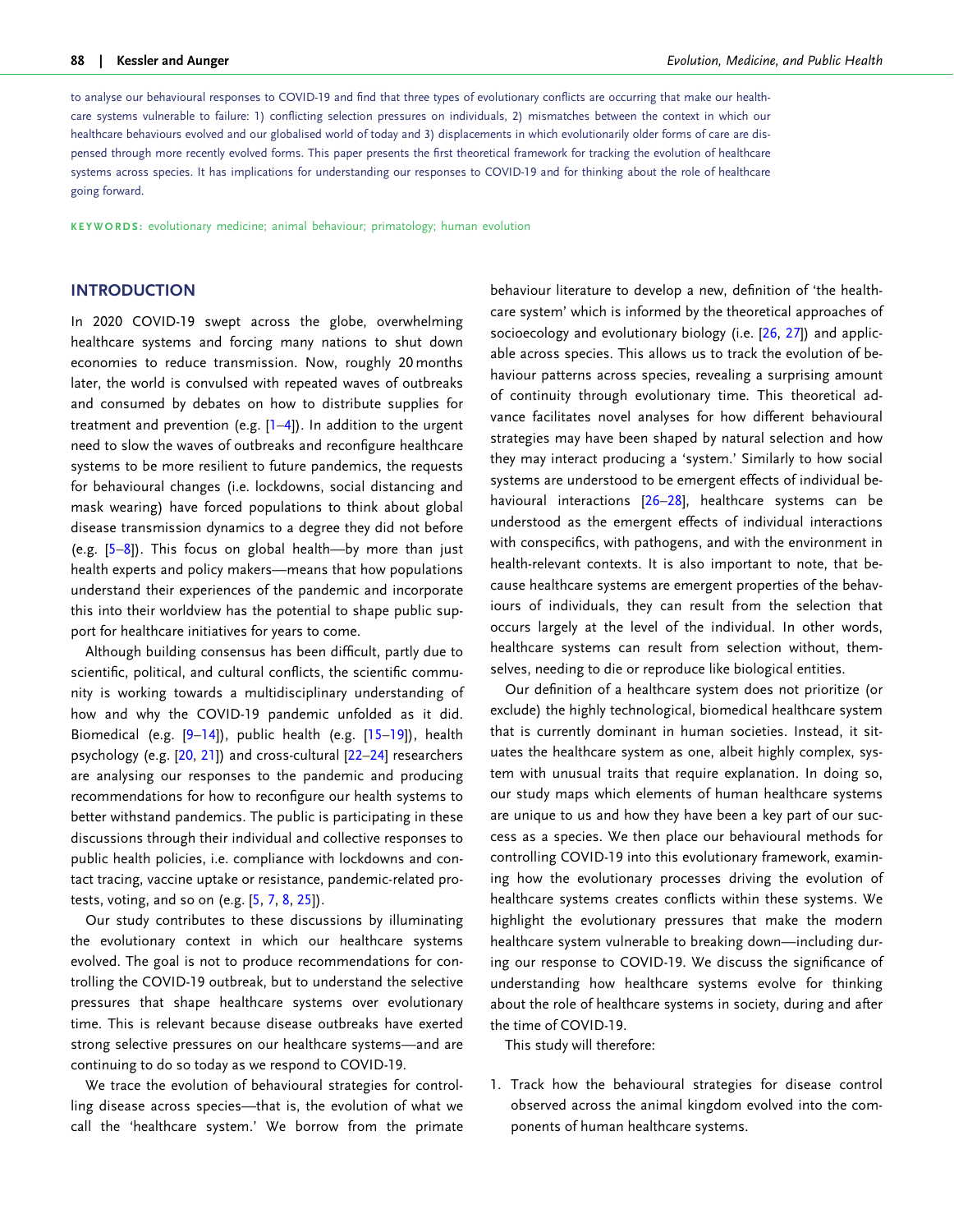to analyse our behavioural responses to COVID-19 and find that three types of evolutionary conflicts are occurring that make our healthcare systems vulnerable to failure: 1) conflicting selection pressures on individuals, 2) mismatches between the context in which our healthcare behaviours evolved and our globalised world of today and 3) displacements in which evolutionarily older forms of care are dispensed through more recently evolved forms. This paper presents the first theoretical framework for tracking the evolution of healthcare systems across species. It has implications for understanding our responses to COVID-19 and for thinking about the role of healthcare going forward.

**KEYWORDS:** evolutionary medicine; animal behaviour; primatology; human evolution

## INTRODUCTION

In 2020 COVID-19 swept across the globe, overwhelming healthcare systems and forcing many nations to shut down economies to reduce transmission. Now, roughly 20 months later, the world is convulsed with repeated waves of outbreaks and consumed by debates on how to distribute supplies for treatment and prevention (e.g. [1–4]). In addition to the urgent need to slow the waves of outbreaks and reconfigure healthcare systems to be more resilient to future pandemics, the requests for behavioural changes (i.e. lockdowns, social distancing and mask wearing) have forced populations to think about global disease transmission dynamics to a degree they did not before (e.g. [5–8]). This focus on global health—by more than just health experts and policy makers—means that how populations understand their experiences of the pandemic and incorporate this into their worldview has the potential to shape public support for healthcare initiatives for years to come.

Although building consensus has been difficult, partly due to scientific, political, and cultural conflicts, the scientific community is working towards a multidisciplinary understanding of how and why the COVID-19 pandemic unfolded as it did. Biomedical (e.g. [9–14]), public health (e.g. [15–19]), health psychology (e.g. [20, 21]) and cross-cultural [22–24] researchers are analysing our responses to the pandemic and producing recommendations for how to reconfigure our health systems to better withstand pandemics. The public is participating in these discussions through their individual and collective responses to public health policies, i.e. compliance with lockdowns and contact tracing, vaccine uptake or resistance, pandemic-related protests, voting, and so on (e.g. [5, 7, 8, 25]).

Our study contributes to these discussions by illuminating the evolutionary context in which our healthcare systems evolved. The goal is not to produce recommendations for controlling the COVID-19 outbreak, but to understand the selective pressures that shape healthcare systems over evolutionary time. This is relevant because disease outbreaks have exerted strong selective pressures on our healthcare systems—and are continuing to do so today as we respond to COVID-19.

We trace the evolution of behavioural strategies for controlling disease across species—that is, the evolution of what we call the 'healthcare system.' We borrow from the primate behaviour literature to develop a new, definition of 'the healthcare system' which is informed by the theoretical approaches of socioecology and evolutionary biology (i.e. [26, 27]) and applicable across species. This allows us to track the evolution of behaviour patterns across species, revealing a surprising amount of continuity through evolutionary time. This theoretical advance facilitates novel analyses for how different behavioural strategies may have been shaped by natural selection and how they may interact producing a 'system.' Similarly to how social systems are understood to be emergent effects of individual behavioural interactions [26–28], healthcare systems can be understood as the emergent effects of individual interactions with conspecifics, with pathogens, and with the environment in health-relevant contexts. It is also important to note, that because healthcare systems are emergent properties of the behaviours of individuals, they can result from the selection that occurs largely at the level of the individual. In other words, healthcare systems can result from selection without, themselves, needing to die or reproduce like biological entities.

Our definition of a healthcare system does not prioritize (or exclude) the highly technological, biomedical healthcare system that is currently dominant in human societies. Instead, it situates the healthcare system as one, albeit highly complex, system with unusual traits that require explanation. In doing so, our study maps which elements of human healthcare systems are unique to us and how they have been a key part of our success as a species. We then place our behavioural methods for controlling COVID-19 into this evolutionary framework, examining how the evolutionary processes driving the evolution of healthcare systems creates conflicts within these systems. We highlight the evolutionary pressures that make the modern healthcare system vulnerable to breaking down—including during our response to COVID-19. We discuss the significance of understanding how healthcare systems evolve for thinking about the role of healthcare systems in society, during and after the time of COVID-19.

This study will therefore:

1. Track how the behavioural strategies for disease control observed across the animal kingdom evolved into the components of human healthcare systems.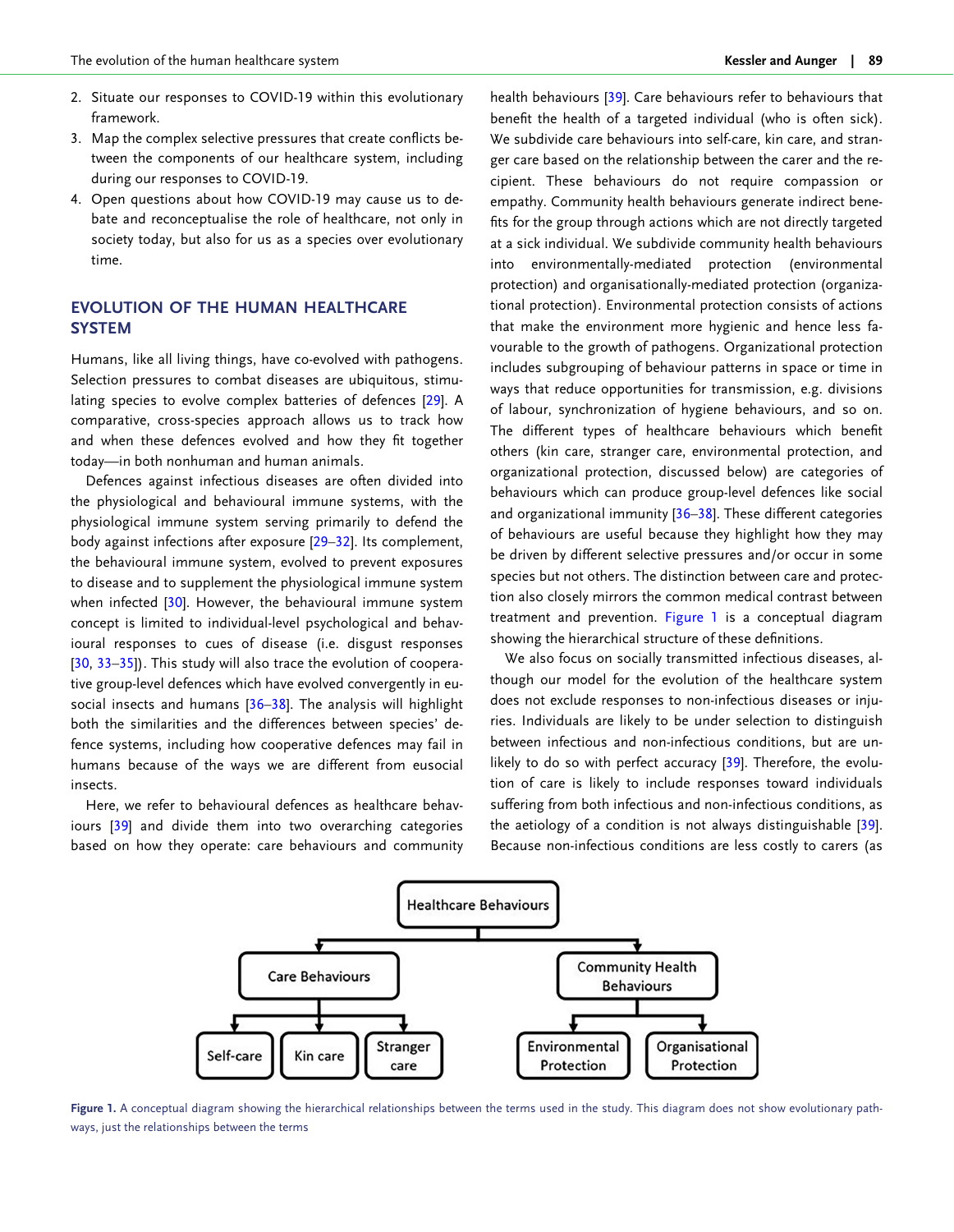2. Situate our responses to COVID-19 within this evolutionary framework.
3. Map the complex selective pressures that create conflicts between the components of our healthcare system, including during our responses to COVID-19.
4. Open questions about how COVID-19 may cause us to debate and reconceptualise the role of healthcare, not only in society today, but also for us as a species over evolutionary time.

## EVOLUTION OF THE HUMAN HEALTHCARE SYSTEM

Humans, like all living things, have co-evolved with pathogens. Selection pressures to combat diseases are ubiquitous, stimulating species to evolve complex batteries of defences [29]. A comparative, cross-species approach allows us to track how and when these defences evolved and how they fit together today—in both nonhuman and human animals.

Defences against infectious diseases are often divided into the physiological and behavioural immune systems, with the physiological immune system serving primarily to defend the body against infections after exposure [29–32]. Its complement, the behavioural immune system, evolved to prevent exposures to disease and to supplement the physiological immune system when infected [30]. However, the behavioural immune system concept is limited to individual-level psychological and behavioural responses to cues of disease (i.e. disgust responses [30, 33–35]). This study will also trace the evolution of cooperative group-level defences which have evolved convergently in eusocial insects and humans [36–38]. The analysis will highlight both the similarities and the differences between species' defence systems, including how cooperative defences may fail in humans because of the ways we are different from eusocial insects.

Here, we refer to behavioural defences as healthcare behaviours [39] and divide them into two overarching categories based on how they operate: care behaviours and community health behaviours [39]. Care behaviours refer to behaviours that benefit the health of a targeted individual (who is often sick). We subdivide care behaviours into self-care, kin care, and stranger care based on the relationship between the carer and the recipient. These behaviours do not require compassion or empathy. Community health behaviours generate indirect benefits for the group through actions which are not directly targeted at a sick individual. We subdivide community health behaviours into environmentally-mediated protection (environmental protection) and organisationally-mediated protection (organizational protection). Environmental protection consists of actions that make the environment more hygienic and hence less favourable to the growth of pathogens. Organizational protection includes subgrouping of behaviour patterns in space or time in ways that reduce opportunities for transmission, e.g. divisions of labour, synchronization of hygiene behaviours, and so on. The different types of healthcare behaviours which benefit others (kin care, stranger care, environmental protection, and organizational protection, discussed below) are categories of behaviours which can produce group-level defences like social and organizational immunity [36–38]. These different categories of behaviours are useful because they highlight how they may be driven by different selective pressures and/or occur in some species but not others. The distinction between care and protection also closely mirrors the common medical contrast between treatment and prevention. Figure 1 is a conceptual diagram showing the hierarchical structure of these definitions.

We also focus on socially transmitted infectious diseases, although our model for the evolution of the healthcare system does not exclude responses to non-infectious diseases or injuries. Individuals are likely to be under selection to distinguish between infectious and non-infectious conditions, but are unlikely to do so with perfect accuracy [39]. Therefore, the evolution of care is likely to include responses toward individuals suffering from both infectious and non-infectious conditions, as the aetiology of a condition is not always distinguishable [39]. Because non-infectious conditions are less costly to carers (as

- Healthcare Behaviours
  - Care Behaviours
    - Self-care
    - Kin care
    - Stranger care
  - Community Health Behaviours
    - Environmental Protection
    - Organisational Protection

Figure 1. A conceptual diagram showing the hierarchical relationships between the terms used in the study. This diagram does not show evolutionary pathways, just the relationships between the terms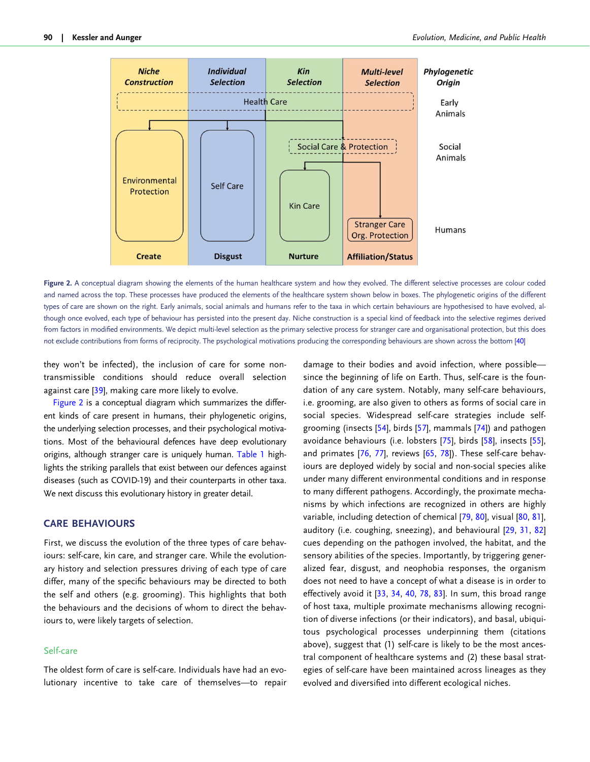**Figure 2.** A conceptual diagram showing the elements of the human healthcare system and how they evolved. The different selective processes are colour coded and named across the top. These processes have produced the elements of the healthcare system shown below in boxes. The phylogenetic origins of the different types of care are shown on the right. Early animals, social animals and humans refer to the taxa in which certain behaviours are hypothesised to have evolved, although once evolved, each type of behaviour has persisted into the present day. Niche construction is a special kind of feedback into the selective regimes derived from factors in modified environments. We depict multi-level selection as the primary selective process for stranger care and organisational protection, but this does not exclude contributions from forms of reciprocity. The psychological motivations producing the corresponding behaviours are shown across the bottom [40]

they won't be infected), the inclusion of care for some non-transmissible conditions should reduce overall selection against care [39], making care more likely to evolve.

Figure 2 is a conceptual diagram which summarizes the different kinds of care present in humans, their phylogenetic origins, the underlying selection processes, and their psychological motivations. Most of the behavioural defences have deep evolutionary origins, although stranger care is uniquely human. Table 1 highlights the striking parallels that exist between our defences against diseases (such as COVID-19) and their counterparts in other taxa. We next discuss this evolutionary history in greater detail.

## CARE BEHAVIOURS

First, we discuss the evolution of the three types of care behaviours: self-care, kin care, and stranger care. While the evolutionary history and selection pressures driving of each type of care differ, many of the specific behaviours may be directed to both the self and others (e.g. grooming). This highlights that both the behaviours and the decisions of whom to direct the behaviours to, were likely targets of selection.

### Self-care

The oldest form of care is self-care. Individuals have had an evolutionary incentive to take care of themselves—to repair damage to their bodies and avoid infection, where possible—since the beginning of life on Earth. Thus, self-care is the foundation of any care system. Notably, many self-care behaviours, i.e. grooming, are also given to others as forms of social care in social species. Widespread self-care strategies include self-grooming (insects [54], birds [57], mammals [74]) and pathogen avoidance behaviours (i.e. lobsters [75], birds [58], insects [55], and primates [76, 77], reviews [65, 78]). These self-care behaviours are deployed widely by social and non-social species alike under many different environmental conditions and in response to many different pathogens. Accordingly, the proximate mechanisms by which infections are recognized in others are highly variable, including detection of chemical [79, 80], visual [80, 81], auditory (i.e. coughing, sneezing), and behavioural [29, 31, 82] cues depending on the pathogen involved, the habitat, and the sensory abilities of the species. Importantly, by triggering generalized fear, disgust, and neophobia responses, the organism does not need to have a concept of what a disease is in order to effectively avoid it [33, 34, 40, 78, 83]. In sum, this broad range of host taxa, multiple proximate mechanisms allowing recognition of diverse infections (or their indicators), and basal, ubiquitous psychological processes underpinning them (citations above), suggest that (1) self-care is likely to be the most ancestral component of healthcare systems and (2) these basal strategies of self-care have been maintained across lineages as they evolved and diversified into different ecological niches.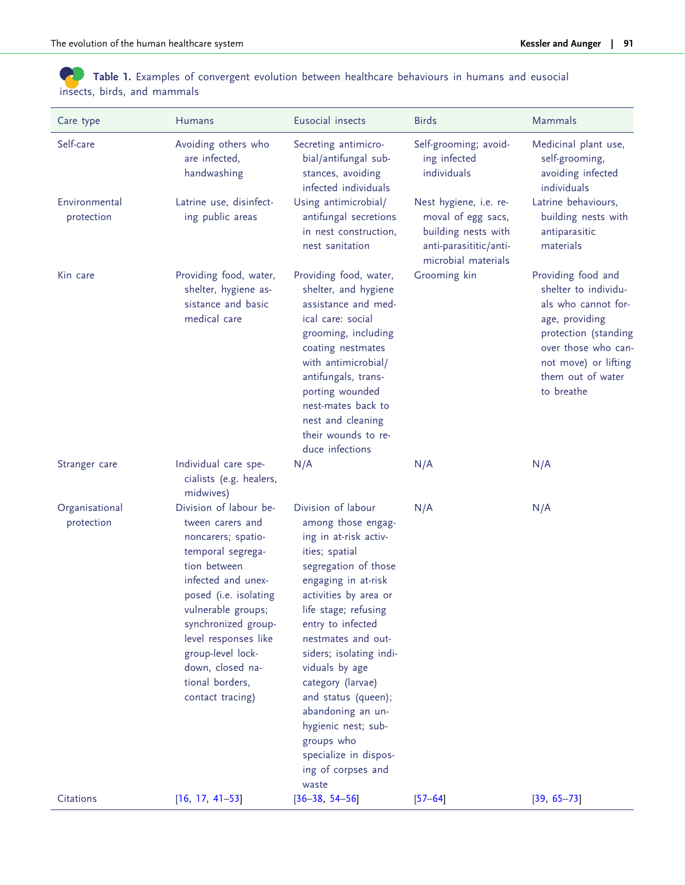**Table 1.** Examples of convergent evolution between healthcare behaviours in humans and eusocial insects, birds, and mammals

| Care type | Humans | Eusocial insects | Birds | Mammals |
|---|---|---|---|---|
| Self-care | Avoiding others who are infected, handwashing | Secreting antimicrobial/antifungal substances, avoiding infected individuals | Self-grooming; avoiding infected individuals | Medicinal plant use, self-grooming, avoiding infected individuals |
| Environmental protection | Latrine use, disinfecting public areas | Using antimicrobial/antifungal secretions in nest construction, nest sanitation | Nest hygiene, i.e. removal of egg sacs, building nests with anti-parasititic/antimicrobial materials | Latrine behaviours, building nests with antiparasitic materials |
| Kin care | Providing food, water, shelter, hygiene assistance and basic medical care | Providing food, water, shelter, and hygiene assistance and medical care: social grooming, including coating nestmates with antimicrobial/antifungals, transporting wounded nest-mates back to nest and cleaning their wounds to reduce infections | Grooming kin | Providing food and shelter to individuals who cannot forage, providing protection (standing over those who cannot move) or lifting them out of water to breathe |
| Stranger care | Individual care specialists (e.g. healers, midwives) | N/A | N/A | N/A |
| Organisational protection | Division of labour between carers and noncarers; spatiotemporal segregation between infected and unexposed (i.e. isolating vulnerable groups; synchronized group-level responses like group-level lockdown, closed national borders, contact tracing) | Division of labour among those engaging in at-risk activities; spatial segregation of those engaging in at-risk activities by area or life stage; refusing entry to infected nestmates and outsiders; isolating individuals by age category (larvae) and status (queen); abandoning an unhygienic nest; subgroups who specialize in disposing of corpses and waste | N/A | N/A |
| Citations | [16, 17, 41–53] | [36–38, 54–56] | [57–64] | [39, 65–73] |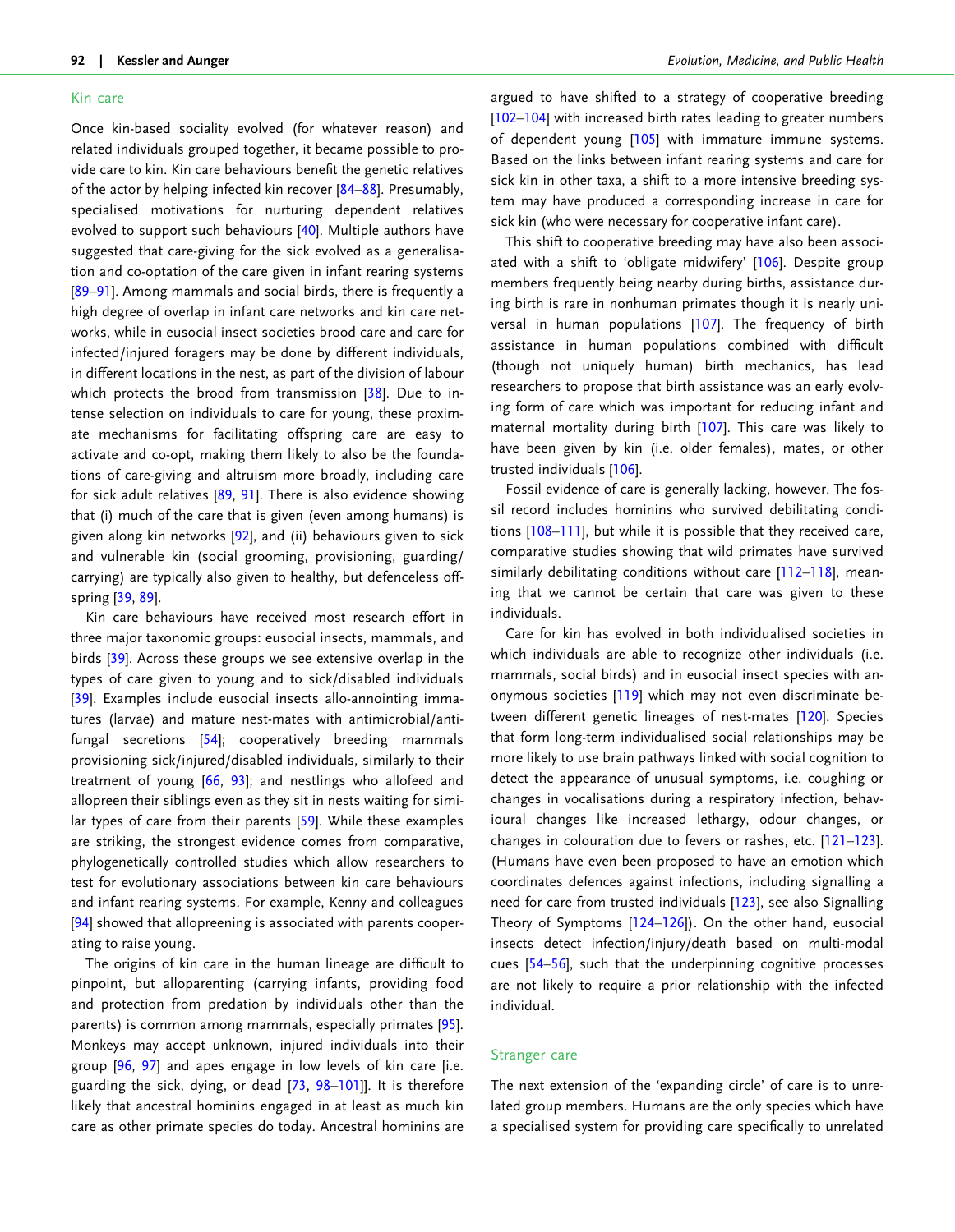## Kin care

Once kin-based sociality evolved (for whatever reason) and related individuals grouped together, it became possible to provide care to kin. Kin care behaviours benefit the genetic relatives of the actor by helping infected kin recover [84–88]. Presumably, specialised motivations for nurturing dependent relatives evolved to support such behaviours [40]. Multiple authors have suggested that care-giving for the sick evolved as a generalisation and co-optation of the care given in infant rearing systems [89–91]. Among mammals and social birds, there is frequently a high degree of overlap in infant care networks and kin care networks, while in eusocial insect societies brood care and care for infected/injured foragers may be done by different individuals, in different locations in the nest, as part of the division of labour which protects the brood from transmission [38]. Due to intense selection on individuals to care for young, these proximate mechanisms for facilitating offspring care are easy to activate and co-opt, making them likely to also be the foundations of care-giving and altruism more broadly, including care for sick adult relatives [89, 91]. There is also evidence showing that (i) much of the care that is given (even among humans) is given along kin networks [92], and (ii) behaviours given to sick and vulnerable kin (social grooming, provisioning, guarding/carrying) are typically also given to healthy, but defenceless offspring [39, 89].

Kin care behaviours have received most research effort in three major taxonomic groups: eusocial insects, mammals, and birds [39]. Across these groups we see extensive overlap in the types of care given to young and to sick/disabled individuals [39]. Examples include eusocial insects allo-annointing immatures (larvae) and mature nest-mates with antimicrobial/antifungal secretions [54]; cooperatively breeding mammals provisioning sick/injured/disabled individuals, similarly to their treatment of young [66, 93]; and nestlings who allofeed and allopreen their siblings even as they sit in nests waiting for similar types of care from their parents [59]. While these examples are striking, the strongest evidence comes from comparative, phylogenetically controlled studies which allow researchers to test for evolutionary associations between kin care behaviours and infant rearing systems. For example, Kenny and colleagues [94] showed that allopreening is associated with parents cooperating to raise young.

The origins of kin care in the human lineage are difficult to pinpoint, but alloparenting (carrying infants, providing food and protection from predation by individuals other than the parents) is common among mammals, especially primates [95]. Monkeys may accept unknown, injured individuals into their group [96, 97] and apes engage in low levels of kin care [i.e. guarding the sick, dying, or dead [73, 98–101]]. It is therefore likely that ancestral hominins engaged in at least as much kin care as other primate species do today. Ancestral hominins are argued to have shifted to a strategy of cooperative breeding [102–104] with increased birth rates leading to greater numbers of dependent young [105] with immature immune systems. Based on the links between infant rearing systems and care for sick kin in other taxa, a shift to a more intensive breeding system may have produced a corresponding increase in care for sick kin (who were necessary for cooperative infant care).

This shift to cooperative breeding may have also been associated with a shift to 'obligate midwifery' [106]. Despite group members frequently being nearby during births, assistance during birth is rare in nonhuman primates though it is nearly universal in human populations [107]. The frequency of birth assistance in human populations combined with difficult (though not uniquely human) birth mechanics, has lead researchers to propose that birth assistance was an early evolving form of care which was important for reducing infant and maternal mortality during birth [107]. This care was likely to have been given by kin (i.e. older females), mates, or other trusted individuals [106].

Fossil evidence of care is generally lacking, however. The fossil record includes hominins who survived debilitating conditions [108–111], but while it is possible that they received care, comparative studies showing that wild primates have survived similarly debilitating conditions without care [112–118], meaning that we cannot be certain that care was given to these individuals.

Care for kin has evolved in both individualised societies in which individuals are able to recognize other individuals (i.e. mammals, social birds) and in eusocial insect species with anonymous societies [119] which may not even discriminate between different genetic lineages of nest-mates [120]. Species that form long-term individualised social relationships may be more likely to use brain pathways linked with social cognition to detect the appearance of unusual symptoms, i.e. coughing or changes in vocalisations during a respiratory infection, behavioural changes like increased lethargy, odour changes, or changes in colouration due to fevers or rashes, etc. [121–123]. (Humans have even been proposed to have an emotion which coordinates defences against infections, including signalling a need for care from trusted individuals [123], see also Signalling Theory of Symptoms [124–126]). On the other hand, eusocial insects detect infection/injury/death based on multi-modal cues [54–56], such that the underpinning cognitive processes are not likely to require a prior relationship with the infected individual.

## Stranger care

The next extension of the 'expanding circle' of care is to unrelated group members. Humans are the only species which have a specialised system for providing care specifically to unrelated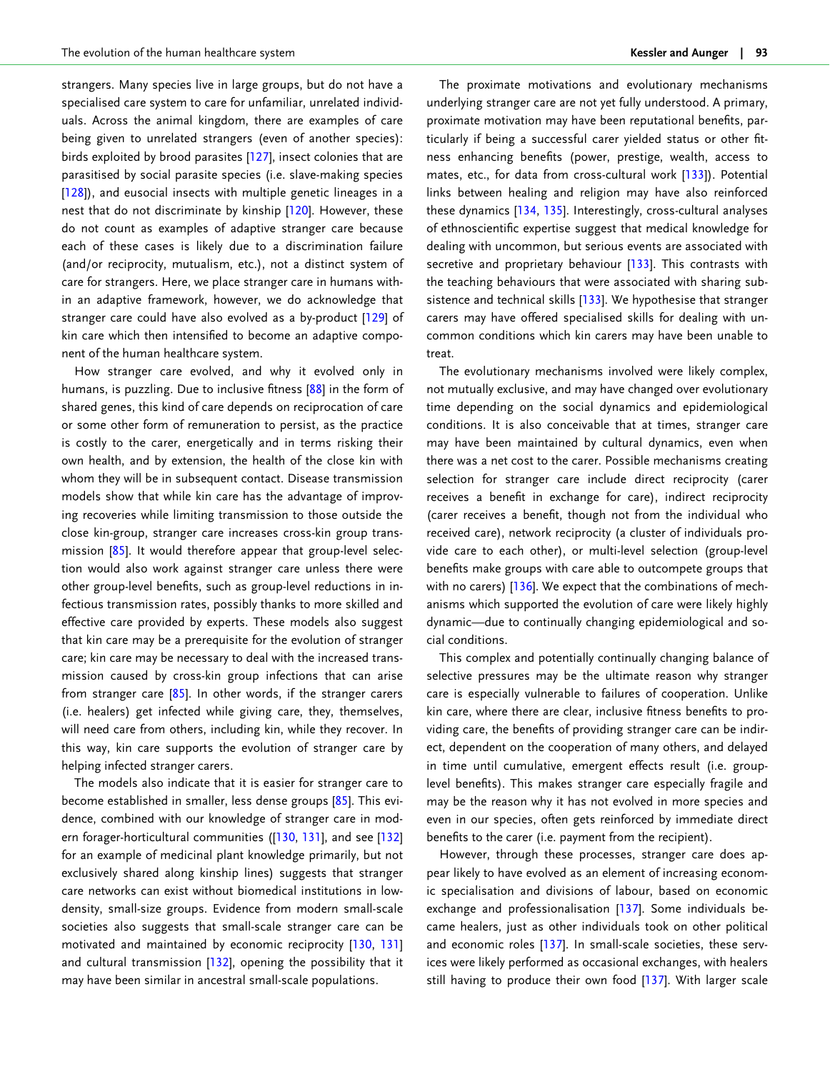strangers. Many species live in large groups, but do not have a specialised care system to care for unfamiliar, unrelated individuals. Across the animal kingdom, there are examples of care being given to unrelated strangers (even of another species): birds exploited by brood parasites [127], insect colonies that are parasitised by social parasite species (i.e. slave-making species [128]), and eusocial insects with multiple genetic lineages in a nest that do not discriminate by kinship [120]. However, these do not count as examples of adaptive stranger care because each of these cases is likely due to a discrimination failure (and/or reciprocity, mutualism, etc.), not a distinct system of care for strangers. Here, we place stranger care in humans within an adaptive framework, however, we do acknowledge that stranger care could have also evolved as a by-product [129] of kin care which then intensified to become an adaptive component of the human healthcare system.

How stranger care evolved, and why it evolved only in humans, is puzzling. Due to inclusive fitness [88] in the form of shared genes, this kind of care depends on reciprocation of care or some other form of remuneration to persist, as the practice is costly to the carer, energetically and in terms risking their own health, and by extension, the health of the close kin with whom they will be in subsequent contact. Disease transmission models show that while kin care has the advantage of improving recoveries while limiting transmission to those outside the close kin-group, stranger care increases cross-kin group transmission [85]. It would therefore appear that group-level selection would also work against stranger care unless there were other group-level benefits, such as group-level reductions in infectious transmission rates, possibly thanks to more skilled and effective care provided by experts. These models also suggest that kin care may be a prerequisite for the evolution of stranger care; kin care may be necessary to deal with the increased transmission caused by cross-kin group infections that can arise from stranger care [85]. In other words, if the stranger carers (i.e. healers) get infected while giving care, they, themselves, will need care from others, including kin, while they recover. In this way, kin care supports the evolution of stranger care by helping infected stranger carers.

The models also indicate that it is easier for stranger care to become established in smaller, less dense groups [85]. This evidence, combined with our knowledge of stranger care in modern forager-horticultural communities ([130, 131], and see [132] for an example of medicinal plant knowledge primarily, but not exclusively shared along kinship lines) suggests that stranger care networks can exist without biomedical institutions in low-density, small-size groups. Evidence from modern small-scale societies also suggests that small-scale stranger care can be motivated and maintained by economic reciprocity [130, 131] and cultural transmission [132], opening the possibility that it may have been similar in ancestral small-scale populations.

The proximate motivations and evolutionary mechanisms underlying stranger care are not yet fully understood. A primary, proximate motivation may have been reputational benefits, particularly if being a successful carer yielded status or other fitness enhancing benefits (power, prestige, wealth, access to mates, etc., for data from cross-cultural work [133]). Potential links between healing and religion may have also reinforced these dynamics [134, 135]. Interestingly, cross-cultural analyses of ethnoscientific expertise suggest that medical knowledge for dealing with uncommon, but serious events are associated with secretive and proprietary behaviour [133]. This contrasts with the teaching behaviours that were associated with sharing subsistence and technical skills [133]. We hypothesise that stranger carers may have offered specialised skills for dealing with uncommon conditions which kin carers may have been unable to treat.

The evolutionary mechanisms involved were likely complex, not mutually exclusive, and may have changed over evolutionary time depending on the social dynamics and epidemiological conditions. It is also conceivable that at times, stranger care may have been maintained by cultural dynamics, even when there was a net cost to the carer. Possible mechanisms creating selection for stranger care include direct reciprocity (carer receives a benefit in exchange for care), indirect reciprocity (carer receives a benefit, though not from the individual who received care), network reciprocity (a cluster of individuals provide care to each other), or multi-level selection (group-level benefits make groups with care able to outcompete groups that with no carers) [136]. We expect that the combinations of mechanisms which supported the evolution of care were likely highly dynamic—due to continually changing epidemiological and social conditions.

This complex and potentially continually changing balance of selective pressures may be the ultimate reason why stranger care is especially vulnerable to failures of cooperation. Unlike kin care, where there are clear, inclusive fitness benefits to providing care, the benefits of providing stranger care can be indirect, dependent on the cooperation of many others, and delayed in time until cumulative, emergent effects result (i.e. group-level benefits). This makes stranger care especially fragile and may be the reason why it has not evolved in more species and even in our species, often gets reinforced by immediate direct benefits to the carer (i.e. payment from the recipient).

However, through these processes, stranger care does appear likely to have evolved as an element of increasing economic specialisation and divisions of labour, based on economic exchange and professionalisation [137]. Some individuals became healers, just as other individuals took on other political and economic roles [137]. In small-scale societies, these services were likely performed as occasional exchanges, with healers still having to produce their own food [137]. With larger scale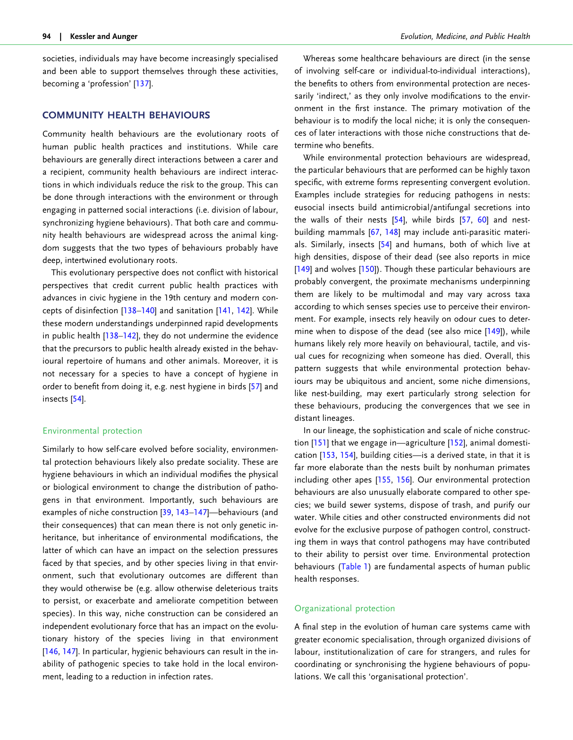societies, individuals may have become increasingly specialised and been able to support themselves through these activities, becoming a 'profession' [137].

## COMMUNITY HEALTH BEHAVIOURS

Community health behaviours are the evolutionary roots of human public health practices and institutions. While care behaviours are generally direct interactions between a carer and a recipient, community health behaviours are indirect interactions in which individuals reduce the risk to the group. This can be done through interactions with the environment or through engaging in patterned social interactions (i.e. division of labour, synchronizing hygiene behaviours). That both care and community health behaviours are widespread across the animal kingdom suggests that the two types of behaviours probably have deep, intertwined evolutionary roots.

This evolutionary perspective does not conflict with historical perspectives that credit current public health practices with advances in civic hygiene in the 19th century and modern concepts of disinfection [138–140] and sanitation [141, 142]. While these modern understandings underpinned rapid developments in public health [138–142], they do not undermine the evidence that the precursors to public health already existed in the behavioural repertoire of humans and other animals. Moreover, it is not necessary for a species to have a concept of hygiene in order to benefit from doing it, e.g. nest hygiene in birds [57] and insects [54].

### Environmental protection

Similarly to how self-care evolved before sociality, environmental protection behaviours likely also predate sociality. These are hygiene behaviours in which an individual modifies the physical or biological environment to change the distribution of pathogens in that environment. Importantly, such behaviours are examples of niche construction [39, 143–147]—behaviours (and their consequences) that can mean there is not only genetic inheritance, but inheritance of environmental modifications, the latter of which can have an impact on the selection pressures faced by that species, and by other species living in that environment, such that evolutionary outcomes are different than they would otherwise be (e.g. allow otherwise deleterious traits to persist, or exacerbate and ameliorate competition between species). In this way, niche construction can be considered an independent evolutionary force that has an impact on the evolutionary history of the species living in that environment [146, 147]. In particular, hygienic behaviours can result in the inability of pathogenic species to take hold in the local environment, leading to a reduction in infection rates.

Whereas some healthcare behaviours are direct (in the sense of involving self-care or individual-to-individual interactions), the benefits to others from environmental protection are necessarily 'indirect,' as they only involve modifications to the environment in the first instance. The primary motivation of the behaviour is to modify the local niche; it is only the consequences of later interactions with those niche constructions that determine who benefits.

While environmental protection behaviours are widespread, the particular behaviours that are performed can be highly taxon specific, with extreme forms representing convergent evolution. Examples include strategies for reducing pathogens in nests: eusocial insects build antimicrobial/antifungal secretions into the walls of their nests [54], while birds [57, 60] and nest-building mammals [67, 148] may include anti-parasitic materials. Similarly, insects [54] and humans, both of which live at high densities, dispose of their dead (see also reports in mice [149] and wolves [150]). Though these particular behaviours are probably convergent, the proximate mechanisms underpinning them are likely to be multimodal and may vary across taxa according to which senses species use to perceive their environment. For example, insects rely heavily on odour cues to determine when to dispose of the dead (see also mice [149]), while humans likely rely more heavily on behavioural, tactile, and visual cues for recognizing when someone has died. Overall, this pattern suggests that while environmental protection behaviours may be ubiquitous and ancient, some niche dimensions, like nest-building, may exert particularly strong selection for these behaviours, producing the convergences that we see in distant lineages.

In our lineage, the sophistication and scale of niche construction [151] that we engage in—agriculture [152], animal domestication [153, 154], building cities—is a derived state, in that it is far more elaborate than the nests built by nonhuman primates including other apes [155, 156]. Our environmental protection behaviours are also unusually elaborate compared to other species; we build sewer systems, dispose of trash, and purify our water. While cities and other constructed environments did not evolve for the exclusive purpose of pathogen control, constructing them in ways that control pathogens may have contributed to their ability to persist over time. Environmental protection behaviours (Table 1) are fundamental aspects of human public health responses.

### Organizational protection

A final step in the evolution of human care systems came with greater economic specialisation, through organized divisions of labour, institutionalization of care for strangers, and rules for coordinating or synchronising the hygiene behaviours of populations. We call this 'organisational protection'.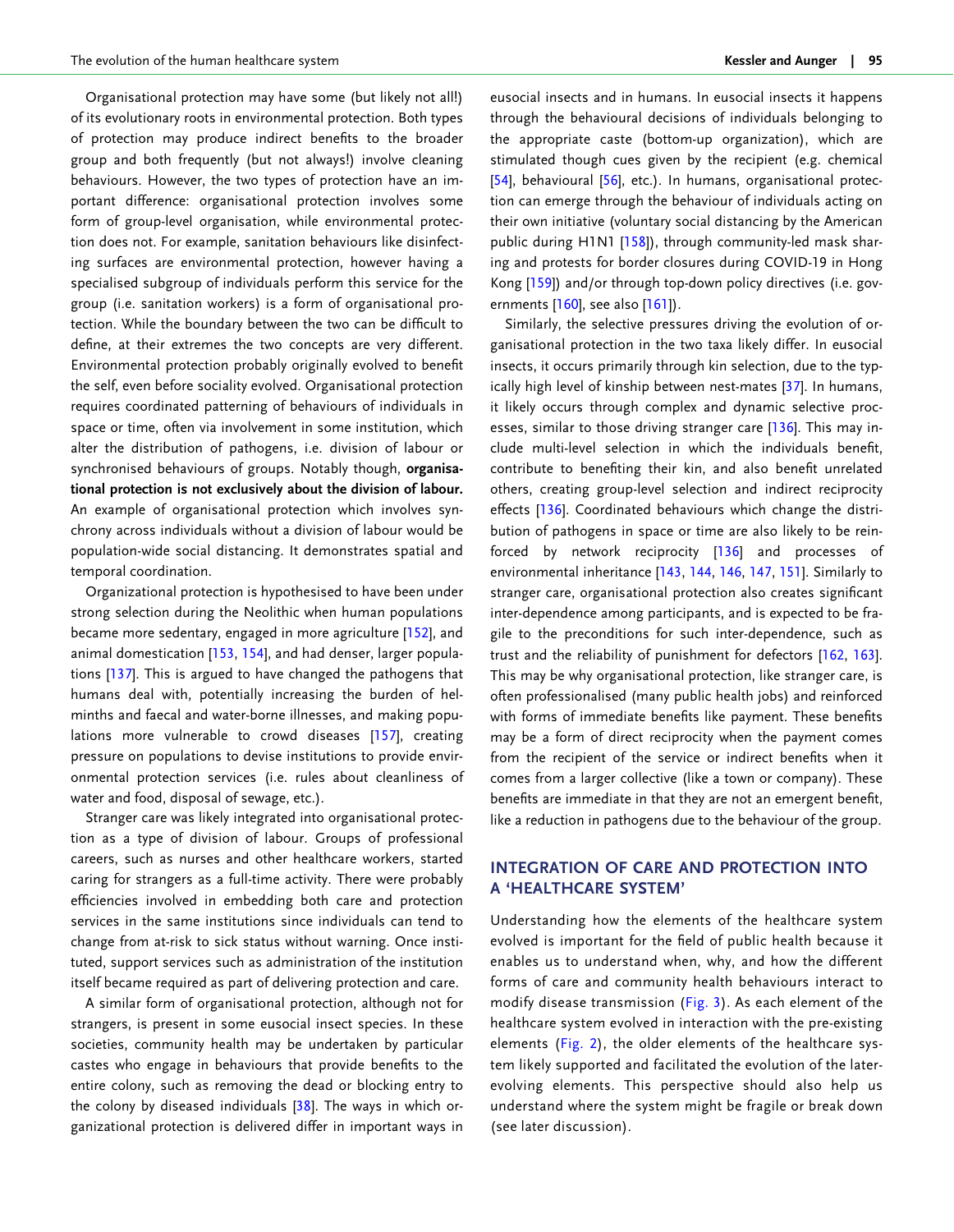Organisational protection may have some (but likely not all!) of its evolutionary roots in environmental protection. Both types of protection may produce indirect benefits to the broader group and both frequently (but not always!) involve cleaning behaviours. However, the two types of protection have an important difference: organisational protection involves some form of group-level organisation, while environmental protection does not. For example, sanitation behaviours like disinfecting surfaces are environmental protection, however having a specialised subgroup of individuals perform this service for the group (i.e. sanitation workers) is a form of organisational protection. While the boundary between the two can be difficult to define, at their extremes the two concepts are very different. Environmental protection probably originally evolved to benefit the self, even before sociality evolved. Organisational protection requires coordinated patterning of behaviours of individuals in space or time, often via involvement in some institution, which alter the distribution of pathogens, i.e. division of labour or synchronised behaviours of groups. Notably though, **organisational protection is not exclusively about the division of labour.** An example of organisational protection which involves synchrony across individuals without a division of labour would be population-wide social distancing. It demonstrates spatial and temporal coordination.

Organizational protection is hypothesised to have been under strong selection during the Neolithic when human populations became more sedentary, engaged in more agriculture [152], and animal domestication [153, 154], and had denser, larger populations [137]. This is argued to have changed the pathogens that humans deal with, potentially increasing the burden of helminths and faecal and water-borne illnesses, and making populations more vulnerable to crowd diseases [157], creating pressure on populations to devise institutions to provide environmental protection services (i.e. rules about cleanliness of water and food, disposal of sewage, etc.).

Stranger care was likely integrated into organisational protection as a type of division of labour. Groups of professional careers, such as nurses and other healthcare workers, started caring for strangers as a full-time activity. There were probably efficiencies involved in embedding both care and protection services in the same institutions since individuals can tend to change from at-risk to sick status without warning. Once instituted, support services such as administration of the institution itself became required as part of delivering protection and care.

A similar form of organisational protection, although not for strangers, is present in some eusocial insect species. In these societies, community health may be undertaken by particular castes who engage in behaviours that provide benefits to the entire colony, such as removing the dead or blocking entry to the colony by diseased individuals [38]. The ways in which organizational protection is delivered differ in important ways in eusocial insects and in humans. In eusocial insects it happens through the behavioural decisions of individuals belonging to the appropriate caste (bottom-up organization), which are stimulated though cues given by the recipient (e.g. chemical [54], behavioural [56], etc.). In humans, organisational protection can emerge through the behaviour of individuals acting on their own initiative (voluntary social distancing by the American public during H1N1 [158]), through community-led mask sharing and protests for border closures during COVID-19 in Hong Kong [159]) and/or through top-down policy directives (i.e. governments [160], see also [161]).

Similarly, the selective pressures driving the evolution of organisational protection in the two taxa likely differ. In eusocial insects, it occurs primarily through kin selection, due to the typically high level of kinship between nest-mates [37]. In humans, it likely occurs through complex and dynamic selective processes, similar to those driving stranger care [136]. This may include multi-level selection in which the individuals benefit, contribute to benefiting their kin, and also benefit unrelated others, creating group-level selection and indirect reciprocity effects [136]. Coordinated behaviours which change the distribution of pathogens in space or time are also likely to be reinforced by network reciprocity [136] and processes of environmental inheritance [143, 144, 146, 147, 151]. Similarly to stranger care, organisational protection also creates significant inter-dependence among participants, and is expected to be fragile to the preconditions for such inter-dependence, such as trust and the reliability of punishment for defectors [162, 163]. This may be why organisational protection, like stranger care, is often professionalised (many public health jobs) and reinforced with forms of immediate benefits like payment. These benefits may be a form of direct reciprocity when the payment comes from the recipient of the service or indirect benefits when it comes from a larger collective (like a town or company). These benefits are immediate in that they are not an emergent benefit, like a reduction in pathogens due to the behaviour of the group.

## INTEGRATION OF CARE AND PROTECTION INTO A 'HEALTHCARE SYSTEM'

Understanding how the elements of the healthcare system evolved is important for the field of public health because it enables us to understand when, why, and how the different forms of care and community health behaviours interact to modify disease transmission (Fig. 3). As each element of the healthcare system evolved in interaction with the pre-existing elements (Fig. 2), the older elements of the healthcare system likely supported and facilitated the evolution of the later-evolving elements. This perspective should also help us understand where the system might be fragile or break down (see later discussion).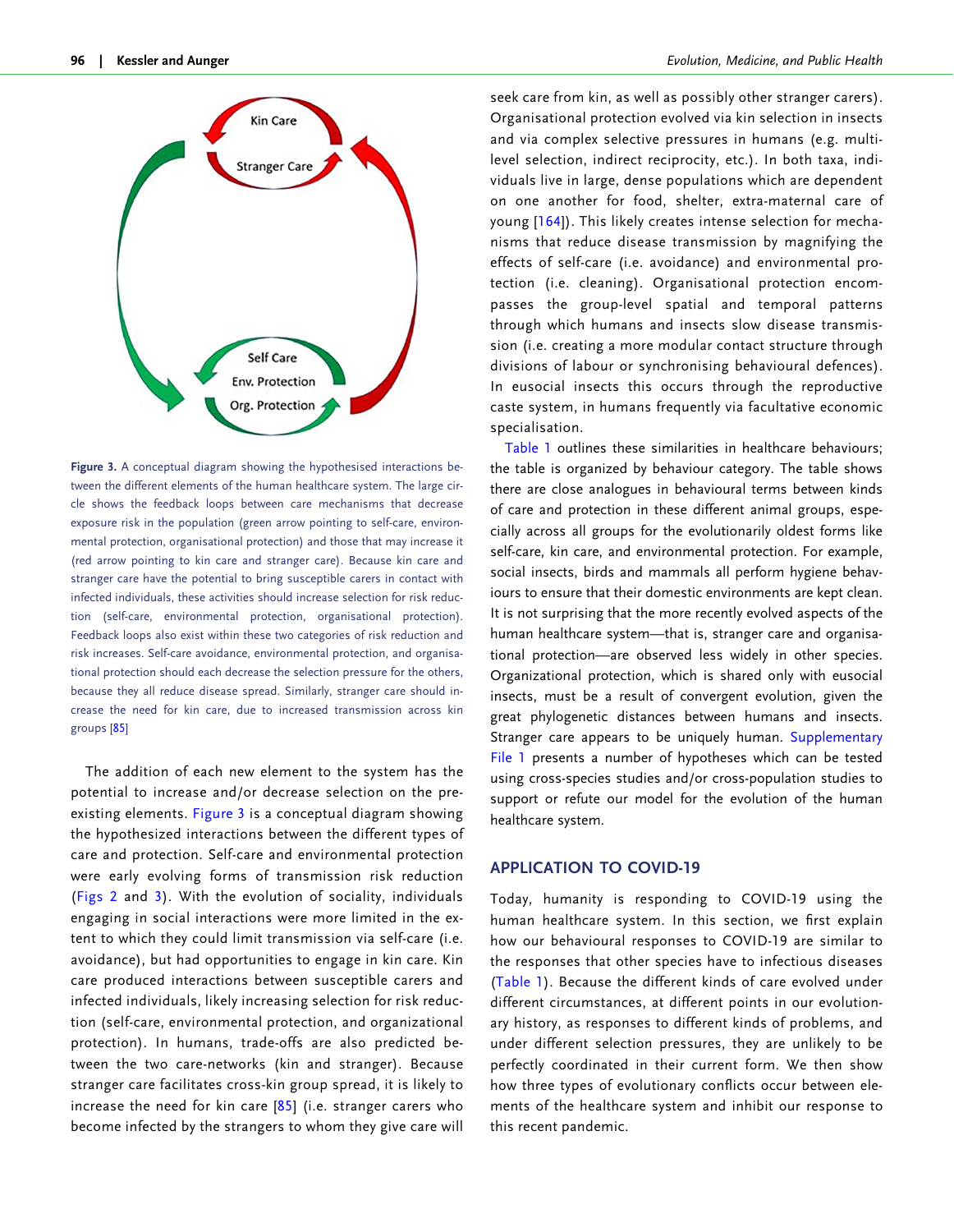**Figure 3.** A conceptual diagram showing the hypothesised interactions between the different elements of the human healthcare system. The large circle shows the feedback loops between care mechanisms that decrease exposure risk in the population (green arrow pointing to self-care, environmental protection, organisational protection) and those that may increase it (red arrow pointing to kin care and stranger care). Because kin care and stranger care have the potential to bring susceptible carers in contact with infected individuals, these activities should increase selection for risk reduction (self-care, environmental protection, organisational protection). Feedback loops also exist within these two categories of risk reduction and risk increases. Self-care avoidance, environmental protection, and organisational protection should each decrease the selection pressure for the others, because they all reduce disease spread. Similarly, stranger care should increase the need for kin care, due to increased transmission across kin groups [85]

The addition of each new element to the system has the potential to increase and/or decrease selection on the pre-existing elements. Figure 3 is a conceptual diagram showing the hypothesized interactions between the different types of care and protection. Self-care and environmental protection were early evolving forms of transmission risk reduction (Figs 2 and 3). With the evolution of sociality, individuals engaging in social interactions were more limited in the extent to which they could limit transmission via self-care (i.e. avoidance), but had opportunities to engage in kin care. Kin care produced interactions between susceptible carers and infected individuals, likely increasing selection for risk reduction (self-care, environmental protection, and organizational protection). In humans, trade-offs are also predicted between the two care-networks (kin and stranger). Because stranger care facilitates cross-kin group spread, it is likely to increase the need for kin care [85] (i.e. stranger carers who become infected by the strangers to whom they give care will seek care from kin, as well as possibly other stranger carers). Organisational protection evolved via kin selection in insects and via complex selective pressures in humans (e.g. multi-level selection, indirect reciprocity, etc.). In both taxa, individuals live in large, dense populations which are dependent on one another for food, shelter, extra-maternal care of young [164]). This likely creates intense selection for mechanisms that reduce disease transmission by magnifying the effects of self-care (i.e. avoidance) and environmental protection (i.e. cleaning). Organisational protection encompasses the group-level spatial and temporal patterns through which humans and insects slow disease transmission (i.e. creating a more modular contact structure through divisions of labour or synchronising behavioural defences). In eusocial insects this occurs through the reproductive caste system, in humans frequently via facultative economic specialisation.

Table 1 outlines these similarities in healthcare behaviours; the table is organized by behaviour category. The table shows there are close analogues in behavioural terms between kinds of care and protection in these different animal groups, especially across all groups for the evolutionarily oldest forms like self-care, kin care, and environmental protection. For example, social insects, birds and mammals all perform hygiene behaviours to ensure that their domestic environments are kept clean. It is not surprising that the more recently evolved aspects of the human healthcare system—that is, stranger care and organisational protection—are observed less widely in other species. Organizational protection, which is shared only with eusocial insects, must be a result of convergent evolution, given the great phylogenetic distances between humans and insects. Stranger care appears to be uniquely human. Supplementary File 1 presents a number of hypotheses which can be tested using cross-species studies and/or cross-population studies to support or refute our model for the evolution of the human healthcare system.

## APPLICATION TO COVID-19

Today, humanity is responding to COVID-19 using the human healthcare system. In this section, we first explain how our behavioural responses to COVID-19 are similar to the responses that other species have to infectious diseases (Table 1). Because the different kinds of care evolved under different circumstances, at different points in our evolutionary history, as responses to different kinds of problems, and under different selection pressures, they are unlikely to be perfectly coordinated in their current form. We then show how three types of evolutionary conflicts occur between elements of the healthcare system and inhibit our response to this recent pandemic.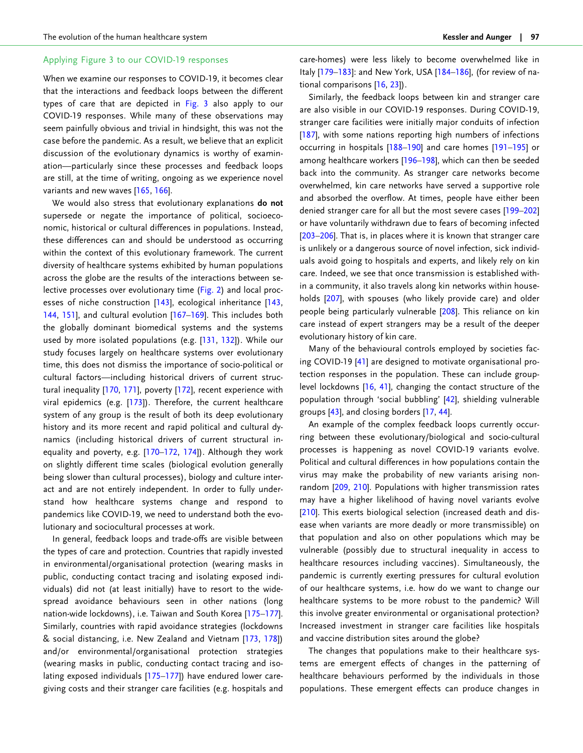## Applying Figure 3 to our COVID-19 responses

When we examine our responses to COVID-19, it becomes clear that the interactions and feedback loops between the different types of care that are depicted in Fig. 3 also apply to our COVID-19 responses. While many of these observations may seem painfully obvious and trivial in hindsight, this was not the case before the pandemic. As a result, we believe that an explicit discussion of the evolutionary dynamics is worthy of examination—particularly since these processes and feedback loops are still, at the time of writing, ongoing as we experience novel variants and new waves [165, 166].

We would also stress that evolutionary explanations **do not** supersede or negate the importance of political, socioeconomic, historical or cultural differences in populations. Instead, these differences can and should be understood as occurring within the context of this evolutionary framework. The current diversity of healthcare systems exhibited by human populations across the globe are the results of the interactions between selective processes over evolutionary time (Fig. 2) and local processes of niche construction [143], ecological inheritance [143, 144, 151], and cultural evolution [167–169]. This includes both the globally dominant biomedical systems and the systems used by more isolated populations (e.g. [131, 132]). While our study focuses on healthcare systems over evolutionary time, this does not dismiss the importance of socio-political or cultural factors—including historical drivers of current structural inequality [170, 171], poverty [172], recent experience with viral epidemics (e.g. [173]). Therefore, the current healthcare system of any group is the result of both its deep evolutionary history and its more recent and rapid political and cultural dynamics (including historical drivers of current structural inequality and poverty, e.g. [170–172, 174]). Although they work on slightly different time scales (biological evolution generally being slower than cultural processes), biology and culture interact and are not entirely independent. In order to fully understand how healthcare systems change and respond to pandemics like COVID-19, we need to understand both the evolutionary and sociocultural processes at work.

In general, feedback loops and trade-offs are visible between the types of care and protection. Countries that rapidly invested in environmental/organisational protection (wearing masks in public, conducting contact tracing and isolating exposed individuals) did not (at least initially) have to resort to the widespread avoidance behaviours seen in other nations (long nation-wide lockdowns), i.e. Taiwan and South Korea [175–177]. Similarly, countries with rapid avoidance strategies (lockdowns & social distancing, i.e. New Zealand and Vietnam [173, 178]) and/or environmental/organisational protection strategies (wearing masks in public, conducting contact tracing and isolating exposed individuals [175–177]) have endured lower caregiving costs and their stranger care facilities (e.g. hospitals and care-homes) were less likely to become overwhelmed like in Italy [179–183]: and New York, USA [184–186], (for review of national comparisons [16, 23]).

Similarly, the feedback loops between kin and stranger care are also visible in our COVID-19 responses. During COVID-19, stranger care facilities were initially major conduits of infection [187], with some nations reporting high numbers of infections occurring in hospitals [188–190] and care homes [191–195] or among healthcare workers [196–198], which can then be seeded back into the community. As stranger care networks become overwhelmed, kin care networks have served a supportive role and absorbed the overflow. At times, people have either been denied stranger care for all but the most severe cases [199–202] or have voluntarily withdrawn due to fears of becoming infected [203–206]. That is, in places where it is known that stranger care is unlikely or a dangerous source of novel infection, sick individuals avoid going to hospitals and experts, and likely rely on kin care. Indeed, we see that once transmission is established within a community, it also travels along kin networks within households [207], with spouses (who likely provide care) and older people being particularly vulnerable [208]. This reliance on kin care instead of expert strangers may be a result of the deeper evolutionary history of kin care.

Many of the behavioural controls employed by societies facing COVID-19 [41] are designed to motivate organisational protection responses in the population. These can include group-level lockdowns [16, 41], changing the contact structure of the population through 'social bubbling' [42], shielding vulnerable groups [43], and closing borders [17, 44].

An example of the complex feedback loops currently occurring between these evolutionary/biological and socio-cultural processes is happening as novel COVID-19 variants evolve. Political and cultural differences in how populations contain the virus may make the probability of new variants arising non-random [209, 210]. Populations with higher transmission rates may have a higher likelihood of having novel variants evolve [210]. This exerts biological selection (increased death and disease when variants are more deadly or more transmissible) on that population and also on other populations which may be vulnerable (possibly due to structural inequality in access to healthcare resources including vaccines). Simultaneously, the pandemic is currently exerting pressures for cultural evolution of our healthcare systems, i.e. how do we want to change our healthcare systems to be more robust to the pandemic? Will this involve greater environmental or organisational protection? Increased investment in stranger care facilities like hospitals and vaccine distribution sites around the globe?

The changes that populations make to their healthcare systems are emergent effects of changes in the patterning of healthcare behaviours performed by the individuals in those populations. These emergent effects can produce changes in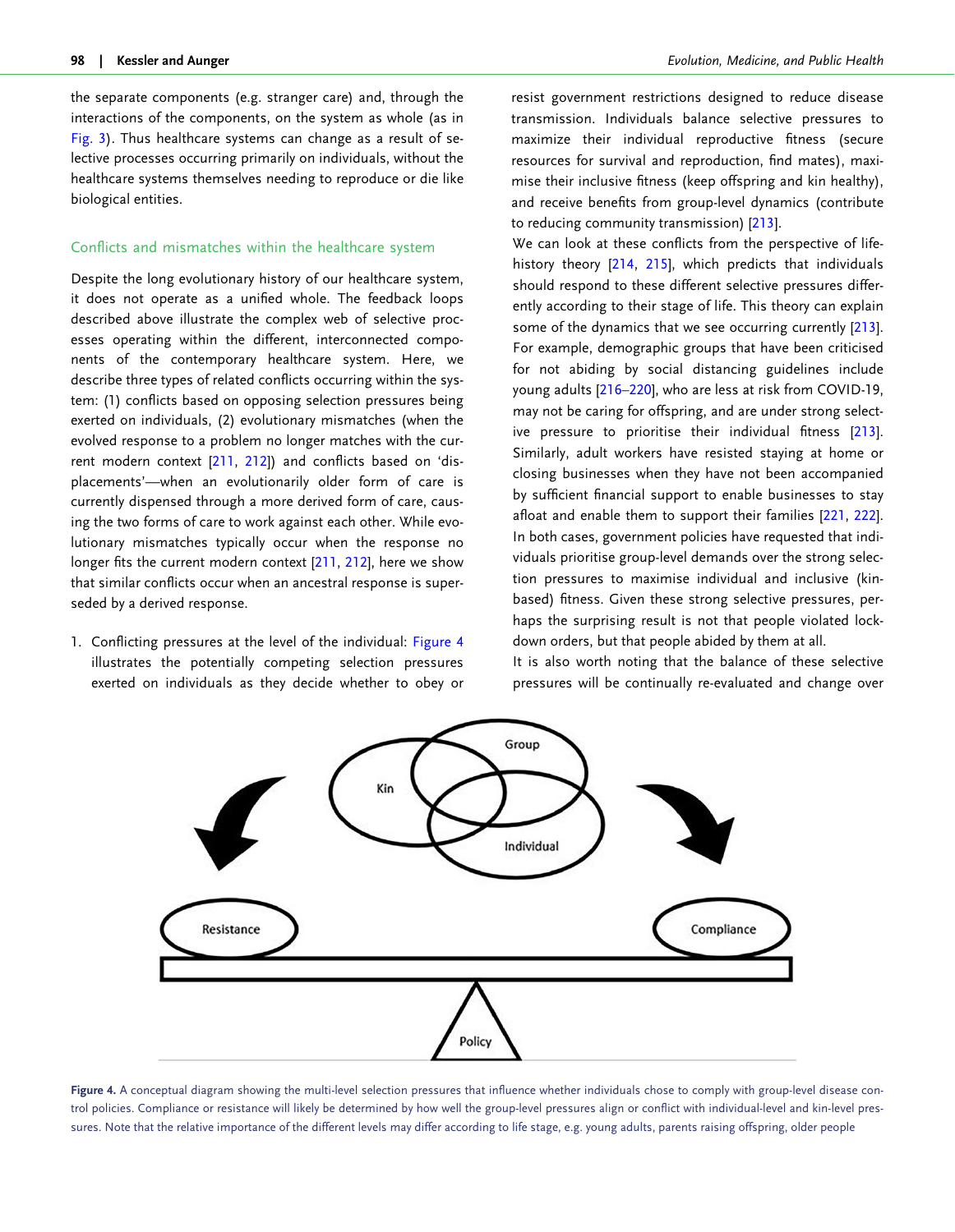the separate components (e.g. stranger care) and, through the interactions of the components, on the system as whole (as in Fig. 3). Thus healthcare systems can change as a result of selective processes occurring primarily on individuals, without the healthcare systems themselves needing to reproduce or die like biological entities.

### Conflicts and mismatches within the healthcare system

Despite the long evolutionary history of our healthcare system, it does not operate as a unified whole. The feedback loops described above illustrate the complex web of selective processes operating within the different, interconnected components of the contemporary healthcare system. Here, we describe three types of related conflicts occurring within the system: (1) conflicts based on opposing selection pressures being exerted on individuals, (2) evolutionary mismatches (when the evolved response to a problem no longer matches with the current modern context [211, 212]) and conflicts based on 'displacements'—when an evolutionarily older form of care is currently dispensed through a more derived form of care, causing the two forms of care to work against each other. While evolutionary mismatches typically occur when the response no longer fits the current modern context [211, 212], here we show that similar conflicts occur when an ancestral response is superseded by a derived response.

1. Conflicting pressures at the level of the individual: Figure 4 illustrates the potentially competing selection pressures exerted on individuals as they decide whether to obey or resist government restrictions designed to reduce disease transmission. Individuals balance selective pressures to maximize their individual reproductive fitness (secure resources for survival and reproduction, find mates), maximise their inclusive fitness (keep offspring and kin healthy), and receive benefits from group-level dynamics (contribute to reducing community transmission) [213].

   We can look at these conflicts from the perspective of life-history theory [214, 215], which predicts that individuals should respond to these different selective pressures differently according to their stage of life. This theory can explain some of the dynamics that we see occurring currently [213]. For example, demographic groups that have been criticised for not abiding by social distancing guidelines include young adults [216–220], who are less at risk from COVID-19, may not be caring for offspring, and are under strong selective pressure to prioritise their individual fitness [213]. Similarly, adult workers have resisted staying at home or closing businesses when they have not been accompanied by sufficient financial support to enable businesses to stay afloat and enable them to support their families [221, 222]. In both cases, government policies have requested that individuals prioritise group-level demands over the strong selection pressures to maximise individual and inclusive (kin-based) fitness. Given these strong selective pressures, perhaps the surprising result is not that people violated lockdown orders, but that people abided by them at all.

   It is also worth noting that the balance of these selective pressures will be continually re-evaluated and change over

**Figure 4.** A conceptual diagram showing the multi-level selection pressures that influence whether individuals chose to comply with group-level disease control policies. Compliance or resistance will likely be determined by how well the group-level pressures align or conflict with individual-level and kin-level pressures. Note that the relative importance of the different levels may differ according to life stage, e.g. young adults, parents raising offspring, older people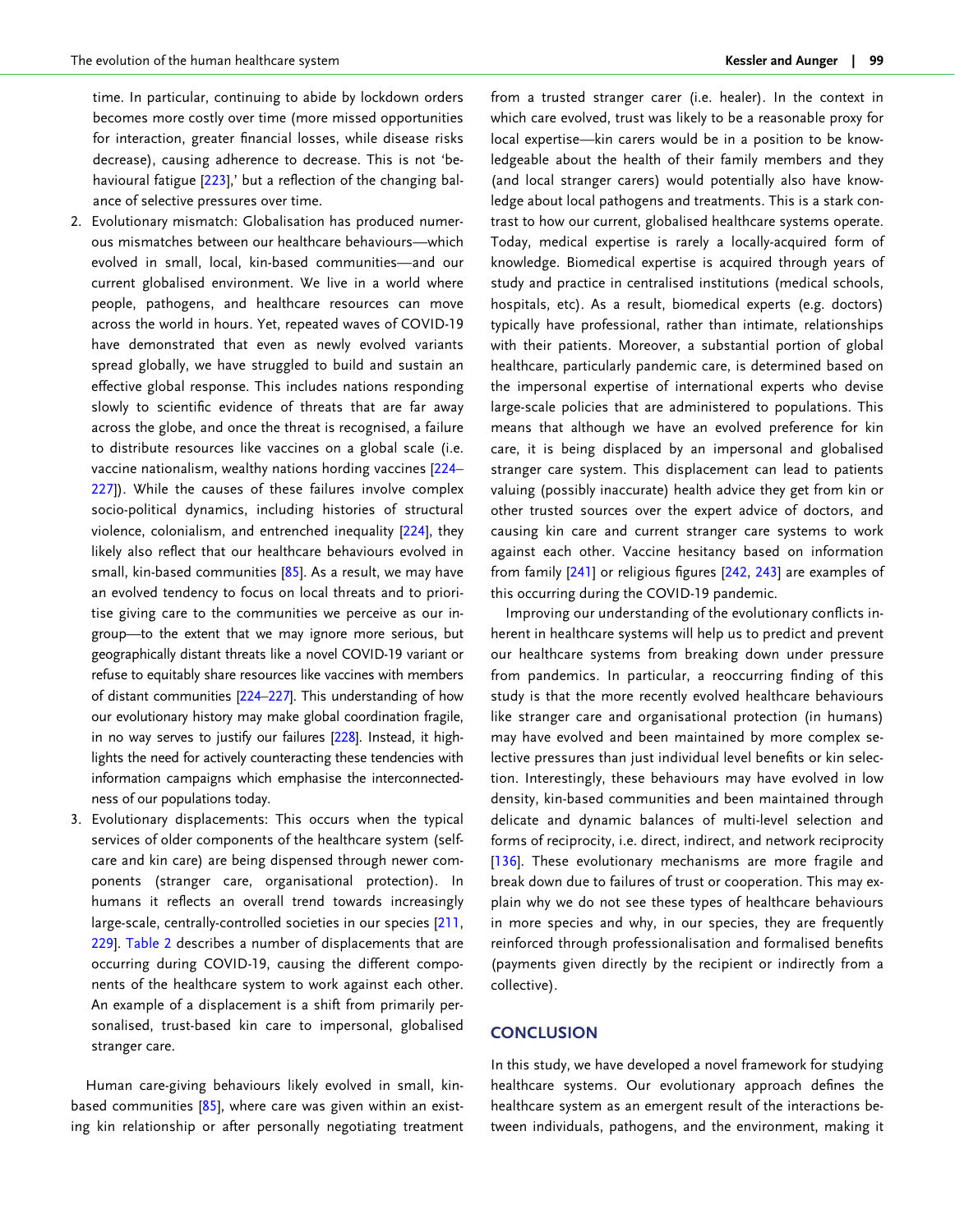time. In particular, continuing to abide by lockdown orders becomes more costly over time (more missed opportunities for interaction, greater financial losses, while disease risks decrease), causing adherence to decrease. This is not 'behavioural fatigue [223],' but a reflection of the changing balance of selective pressures over time.

2. Evolutionary mismatch: Globalisation has produced numerous mismatches between our healthcare behaviours—which evolved in small, local, kin-based communities—and our current globalised environment. We live in a world where people, pathogens, and healthcare resources can move across the world in hours. Yet, repeated waves of COVID-19 have demonstrated that even as newly evolved variants spread globally, we have struggled to build and sustain an effective global response. This includes nations responding slowly to scientific evidence of threats that are far away across the globe, and once the threat is recognised, a failure to distribute resources like vaccines on a global scale (i.e. vaccine nationalism, wealthy nations hording vaccines [224–227]). While the causes of these failures involve complex socio-political dynamics, including histories of structural violence, colonialism, and entrenched inequality [224], they likely also reflect that our healthcare behaviours evolved in small, kin-based communities [85]. As a result, we may have an evolved tendency to focus on local threats and to prioritise giving care to the communities we perceive as our in-group—to the extent that we may ignore more serious, but geographically distant threats like a novel COVID-19 variant or refuse to equitably share resources like vaccines with members of distant communities [224–227]. This understanding of how our evolutionary history may make global coordination fragile, in no way serves to justify our failures [228]. Instead, it highlights the need for actively counteracting these tendencies with information campaigns which emphasise the interconnectedness of our populations today.

3. Evolutionary displacements: This occurs when the typical services of older components of the healthcare system (self-care and kin care) are being dispensed through newer components (stranger care, organisational protection). In humans it reflects an overall trend towards increasingly large-scale, centrally-controlled societies in our species [211, 229]. Table 2 describes a number of displacements that are occurring during COVID-19, causing the different components of the healthcare system to work against each other. An example of a displacement is a shift from primarily personalised, trust-based kin care to impersonal, globalised stranger care.

Human care-giving behaviours likely evolved in small, kin-based communities [85], where care was given within an existing kin relationship or after personally negotiating treatment from a trusted stranger carer (i.e. healer). In the context in which care evolved, trust was likely to be a reasonable proxy for local expertise—kin carers would be in a position to be knowledgeable about the health of their family members and they (and local stranger carers) would potentially also have knowledge about local pathogens and treatments. This is a stark contrast to how our current, globalised healthcare systems operate. Today, medical expertise is rarely a locally-acquired form of knowledge. Biomedical expertise is acquired through years of study and practice in centralised institutions (medical schools, hospitals, etc). As a result, biomedical experts (e.g. doctors) typically have professional, rather than intimate, relationships with their patients. Moreover, a substantial portion of global healthcare, particularly pandemic care, is determined based on the impersonal expertise of international experts who devise large-scale policies that are administered to populations. This means that although we have an evolved preference for kin care, it is being displaced by an impersonal and globalised stranger care system. This displacement can lead to patients valuing (possibly inaccurate) health advice they get from kin or other trusted sources over the expert advice of doctors, and causing kin care and current stranger care systems to work against each other. Vaccine hesitancy based on information from family [241] or religious figures [242, 243] are examples of this occurring during the COVID-19 pandemic.

Improving our understanding of the evolutionary conflicts inherent in healthcare systems will help us to predict and prevent our healthcare systems from breaking down under pressure from pandemics. In particular, a reoccurring finding of this study is that the more recently evolved healthcare behaviours like stranger care and organisational protection (in humans) may have evolved and been maintained by more complex selective pressures than just individual level benefits or kin selection. Interestingly, these behaviours may have evolved in low density, kin-based communities and been maintained through delicate and dynamic balances of multi-level selection and forms of reciprocity, i.e. direct, indirect, and network reciprocity [136]. These evolutionary mechanisms are more fragile and break down due to failures of trust or cooperation. This may explain why we do not see these types of healthcare behaviours in more species and why, in our species, they are frequently reinforced through professionalisation and formalised benefits (payments given directly by the recipient or indirectly from a collective).

## CONCLUSION

In this study, we have developed a novel framework for studying healthcare systems. Our evolutionary approach defines the healthcare system as an emergent result of the interactions between individuals, pathogens, and the environment, making it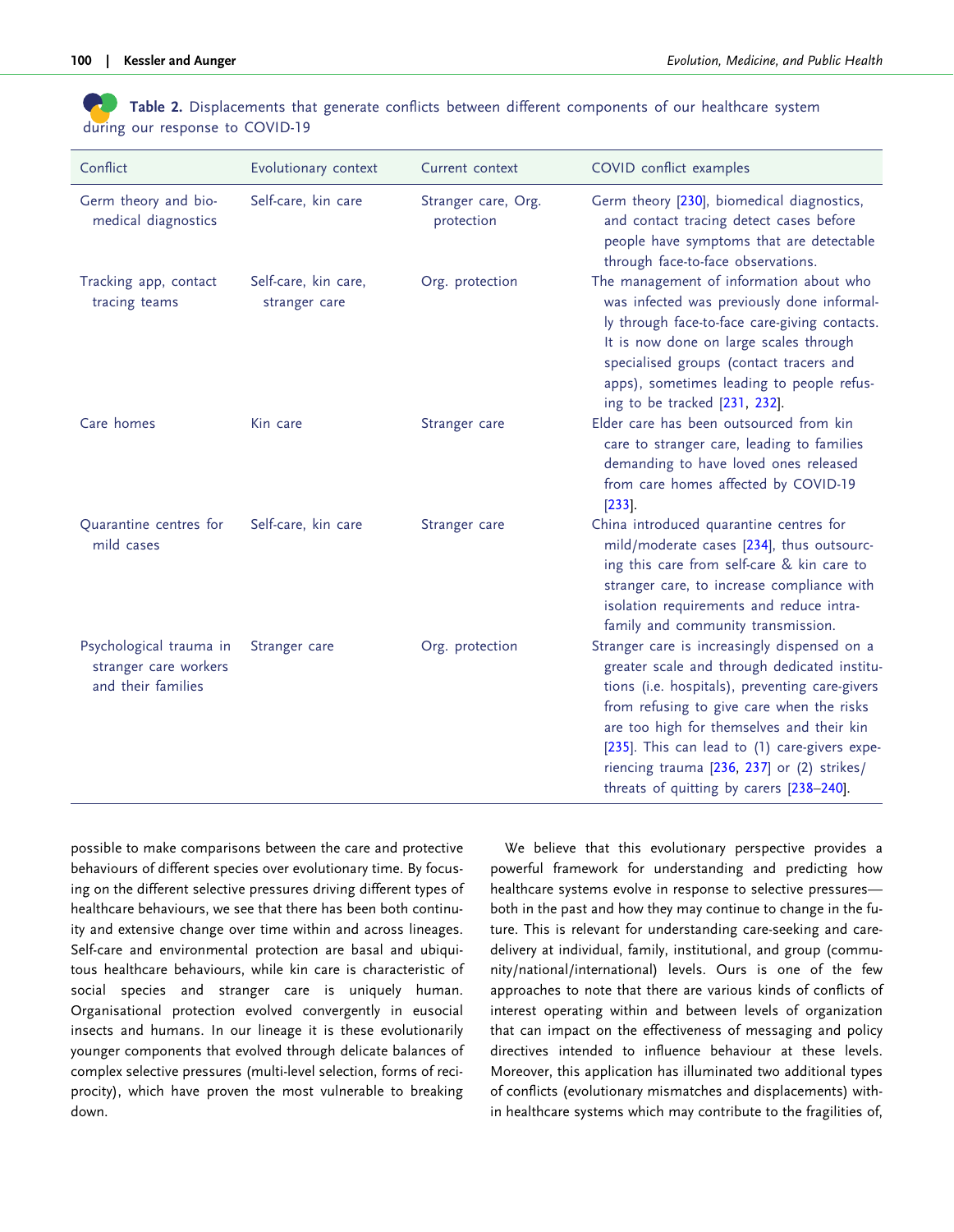**Table 2.** Displacements that generate conflicts between different components of our healthcare system during our response to COVID-19

| Conflict | Evolutionary context | Current context | COVID conflict examples |
|---|---|---|---|
| Germ theory and biomedical diagnostics | Self-care, kin care | Stranger care, Org. protection | Germ theory [230], biomedical diagnostics, and contact tracing detect cases before people have symptoms that are detectable through face-to-face observations. |
| Tracking app, contact tracing teams | Self-care, kin care, stranger care | Org. protection | The management of information about who was infected was previously done informally through face-to-face care-giving contacts. It is now done on large scales through specialised groups (contact tracers and apps), sometimes leading to people refusing to be tracked [231, 232]. |
| Care homes | Kin care | Stranger care | Elder care has been outsourced from kin care to stranger care, leading to families demanding to have loved ones released from care homes affected by COVID-19 [233]. |
| Quarantine centres for mild cases | Self-care, kin care | Stranger care | China introduced quarantine centres for mild/moderate cases [234], thus outsourcing this care from self-care & kin care to stranger care, to increase compliance with isolation requirements and reduce intra-family and community transmission. |
| Psychological trauma in stranger care workers and their families | Stranger care | Org. protection | Stranger care is increasingly dispensed on a greater scale and through dedicated institutions (i.e. hospitals), preventing care-givers from refusing to give care when the risks are too high for themselves and their kin [235]. This can lead to (1) care-givers experiencing trauma [236, 237] or (2) strikes/threats of quitting by carers [238–240]. |

possible to make comparisons between the care and protective behaviours of different species over evolutionary time. By focusing on the different selective pressures driving different types of healthcare behaviours, we see that there has been both continuity and extensive change over time within and across lineages. Self-care and environmental protection are basal and ubiquitous healthcare behaviours, while kin care is characteristic of social species and stranger care is uniquely human. Organisational protection evolved convergently in eusocial insects and humans. In our lineage it is these evolutionarily younger components that evolved through delicate balances of complex selective pressures (multi-level selection, forms of reciprocity), which have proven the most vulnerable to breaking down.

We believe that this evolutionary perspective provides a powerful framework for understanding and predicting how healthcare systems evolve in response to selective pressures—both in the past and how they may continue to change in the future. This is relevant for understanding care-seeking and care-delivery at individual, family, institutional, and group (community/national/international) levels. Ours is one of the few approaches to note that there are various kinds of conflicts of interest operating within and between levels of organization that can impact on the effectiveness of messaging and policy directives intended to influence behaviour at these levels. Moreover, this application has illuminated two additional types of conflicts (evolutionary mismatches and displacements) within healthcare systems which may contribute to the fragilities of,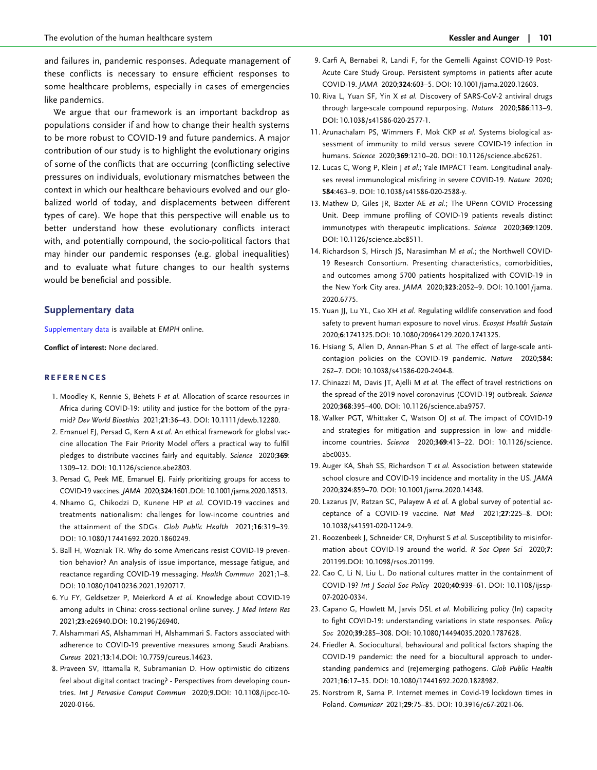and failures in, pandemic responses. Adequate management of these conflicts is necessary to ensure efficient responses to some healthcare problems, especially in cases of emergencies like pandemics.

We argue that our framework is an important backdrop as populations consider if and how to change their health systems to be more robust to COVID-19 and future pandemics. A major contribution of our study is to highlight the evolutionary origins of some of the conflicts that are occurring (conflicting selective pressures on individuals, evolutionary mismatches between the context in which our healthcare behaviours evolved and our globalized world of today, and displacements between different types of care). We hope that this perspective will enable us to better understand how these evolutionary conflicts interact with, and potentially compound, the socio-political factors that may hinder our pandemic responses (e.g. global inequalities) and to evaluate what future changes to our health systems would be beneficial and possible.

## Supplementary data

Supplementary data is available at *EMPH* online.

**Conflict of interest:** None declared.

## REFERENCES

1. Moodley K, Rennie S, Behets F *et al.* Allocation of scarce resources in Africa during COVID-19: utility and justice for the bottom of the pyramid? *Dev World Bioethics* 2021;**21**:36–43. DOI: 10.1111/dewb.12280.
2. Emanuel EJ, Persad G, Kern A *et al.* An ethical framework for global vaccine allocation The Fair Priority Model offers a practical way to fulfill pledges to distribute vaccines fairly and equitably. *Science* 2020;**369**:1309–12. DOI: 10.1126/science.abe2803.
3. Persad G, Peek ME, Emanuel EJ. Fairly prioritizing groups for access to COVID-19 vaccines. *JAMA* 2020;**324**:1601.DOI: 10.1001/jama.2020.18513.
4. Nhamo G, Chikodzi D, Kunene HP *et al.* COVID-19 vaccines and treatments nationalism: challenges for low-income countries and the attainment of the SDGs. *Glob Public Health* 2021;**16**:319–39. DOI: 10.1080/17441692.2020.1860249.
5. Ball H, Wozniak TR. Why do some Americans resist COVID-19 prevention behavior? An analysis of issue importance, message fatigue, and reactance regarding COVID-19 messaging. *Health Commun* 2021;1–8. DOI: 10.1080/10410236.2021.1920717.
6. Yu FY, Geldsetzer P, Meierkord A *et al.* Knowledge about COVID-19 among adults in China: cross-sectional online survey. *J Med Intern Res* 2021;**23**:e26940.DOI: 10.2196/26940.
7. Alshammari AS, Alshammari H, Alshammari S. Factors associated with adherence to COVID-19 preventive measures among Saudi Arabians. *Cureus* 2021;**13**:14.DOI: 10.7759/cureus.14623.
8. Praveen SV, Ittamalla R, Subramanian D. How optimistic do citizens feel about digital contact tracing? - Perspectives from developing countries. *Int J Pervasive Comput Commun* 2020;9.DOI: 10.1108/ijpcc-10-2020-0166.
9. Carfi A, Bernabei R, Landi F, for the Gemelli Against COVID-19 Post-Acute Care Study Group. Persistent symptoms in patients after acute COVID-19. *JAMA* 2020;**324**:603–5. DOI: 10.1001/jama.2020.12603.
10. Riva L, Yuan SF, Yin X *et al.* Discovery of SARS-CoV-2 antiviral drugs through large-scale compound repurposing. *Nature* 2020;**586**:113–9. DOI: 10.1038/s41586-020-2577-1.
11. Arunachalam PS, Wimmers F, Mok CKP *et al.* Systems biological assessment of immunity to mild versus severe COVID-19 infection in humans. *Science* 2020;**369**:1210–20. DOI: 10.1126/science.abc6261.
12. Lucas C, Wong P, Klein J *et al.*; Yale IMPACT Team. Longitudinal analyses reveal immunological misfiring in severe COVID-19. *Nature* 2020; **584**:463–9. DOI: 10.1038/s41586-020-2588-y.
13. Mathew D, Giles JR, Baxter AE *et al.*; The UPenn COVID Processing Unit. Deep immune profiling of COVID-19 patients reveals distinct immunotypes with therapeutic implications. *Science* 2020;**369**:1209. DOI: 10.1126/science.abc8511.
14. Richardson S, Hirsch JS, Narasimhan M *et al.*; the Northwell COVID-19 Research Consortium. Presenting characteristics, comorbidities, and outcomes among 5700 patients hospitalized with COVID-19 in the New York City area. *JAMA* 2020;**323**:2052–9. DOI: 10.1001/jama.2020.6775.
15. Yuan JJ, Lu YL, Cao XH *et al.* Regulating wildlife conservation and food safety to prevent human exposure to novel virus. *Ecosyst Health Sustain* 2020;**6**:1741325.DOI: 10.1080/20964129.2020.1741325.
16. Hsiang S, Allen D, Annan-Phan S *et al.* The effect of large-scale anti-contagion policies on the COVID-19 pandemic. *Nature* 2020;**584**:262–7. DOI: 10.1038/s41586-020-2404-8.
17. Chinazzi M, Davis JT, Ajelli M *et al.* The effect of travel restrictions on the spread of the 2019 novel coronavirus (COVID-19) outbreak. *Science* 2020;**368**:395–400. DOI: 10.1126/science.aba9757.
18. Walker PGT, Whittaker C, Watson OJ *et al.* The impact of COVID-19 and strategies for mitigation and suppression in low- and middle-income countries. *Science* 2020;**369**:413–22. DOI: 10.1126/science.abc0035.
19. Auger KA, Shah SS, Richardson T *et al.* Association between statewide school closure and COVID-19 incidence and mortality in the US. *JAMA* 2020;**324**:859–70. DOI: 10.1001/jarna.2020.14348.
20. Lazarus JV, Ratzan SC, Palayew A *et al.* A global survey of potential acceptance of a COVID-19 vaccine. *Nat Med* 2021;**27**:225–8. DOI: 10.1038/s41591-020-1124-9.
21. Roozenbeek J, Schneider CR, Dryhurst S *et al.* Susceptibility to misinformation about COVID-19 around the world. *R Soc Open Sci* 2020;**7**:201199.DOI: 10.1098/rsos.201199.
22. Cao C, Li N, Liu L. Do national cultures matter in the containment of COVID-19? *Int J Sociol Soc Policy* 2020;**40**:939–61. DOI: 10.1108/ijssp-07-2020-0334.
23. Capano G, Howlett M, Jarvis DSL *et al.* Mobilizing policy (In) capacity to fight COVID-19: understanding variations in state responses. *Policy Soc* 2020;**39**:285–308. DOI: 10.1080/14494035.2020.1787628.
24. Friedler A. Sociocultural, behavioural and political factors shaping the COVID-19 pandemic: the need for a biocultural approach to understanding pandemics and (re)emerging pathogens. *Glob Public Health* 2021;**16**:17–35. DOI: 10.1080/17441692.2020.1828982.
25. Norstrom R, Sarna P. Internet memes in Covid-19 lockdown times in Poland. *Comunicar* 2021;**29**:75–85. DOI: 10.3916/c67-2021-06.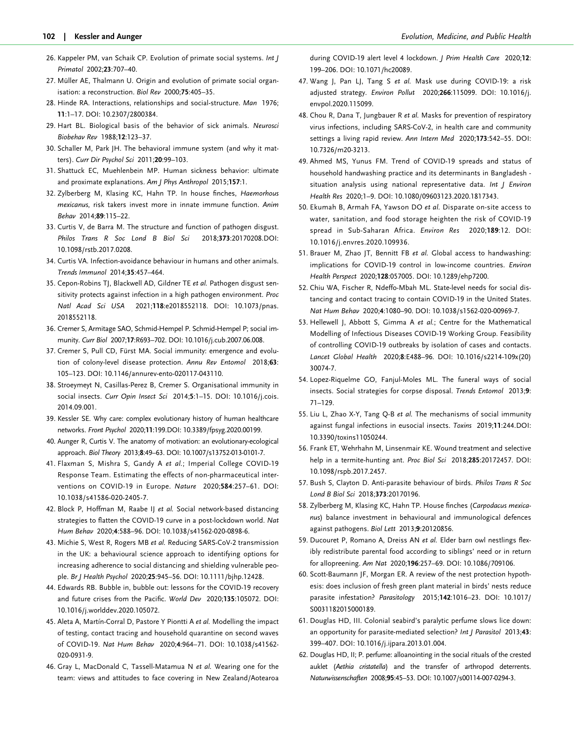26. Kappeler PM, van Schaik CP. Evolution of primate social systems. *Int J Primatol* 2002;**23**:707–40.
27. Müller AE, Thalmann U. Origin and evolution of primate social organisation: a reconstruction. *Biol Rev* 2000;**75**:405–35.
28. Hinde RA. Interactions, relationships and social-structure. *Man* 1976; **11**:1–17. DOI: 10.2307/2800384.
29. Hart BL. Biological basis of the behavior of sick animals. *Neurosci Biobehav Rev* 1988;**12**:123–37.
30. Schaller M, Park JH. The behavioral immune system (and why it matters). *Curr Dir Psychol Sci* 2011;**20**:99–103.
31. Shattuck EC, Muehlenbein MP. Human sickness behavior: ultimate and proximate explanations. *Am J Phys Anthropol* 2015;**157**:1.
32. Zylberberg M, Klasing KC, Hahn TP. In house finches, *Haemorhous mexicanus*, risk takers invest more in innate immune function. *Anim Behav* 2014;**89**:115–22.
33. Curtis V, de Barra M. The structure and function of pathogen disgust. *Philos Trans R Soc Lond B Biol Sci* 2018;**373**:20170208.DOI: 10.1098/rstb.2017.0208.
34. Curtis VA. Infection-avoidance behaviour in humans and other animals. *Trends Immunol* 2014;**35**:457–464.
35. Cepon-Robins TJ, Blackwell AD, Gildner TE *et al.* Pathogen disgust sensitivity protects against infection in a high pathogen environment. *Proc Natl Acad Sci USA* 2021;**118**:e2018552118. DOI: 10.1073/pnas.2018552118.
36. Cremer S, Armitage SAO, Schmid-Hempel P. Schmid-Hempel P; social immunity. *Curr Biol* 2007;**17**:R693–702. DOI: 10.1016/j.cub.2007.06.008.
37. Cremer S, Pull CD, Fürst MA. Social immunity: emergence and evolution of colony-level disease protection. *Annu Rev Entomol* 2018;**63**: 105–123. DOI: 10.1146/annurev-ento-020117-043110.
38. Stroeymeyt N, Casillas-Perez B, Cremer S. Organisational immunity in social insects. *Curr Opin Insect Sci* 2014;**5**:1–15. DOI: 10.1016/j.cois.2014.09.001.
39. Kessler SE. Why care: complex evolutionary history of human healthcare networks. *Front Psychol* 2020;**11**:199.DOI: 10.3389/fpsyg.2020.00199.
40. Aunger R, Curtis V. The anatomy of motivation: an evolutionary-ecological approach. *Biol Theory* 2013;**8**:49–63. DOI: 10.1007/s13752-013-0101-7.
41. Flaxman S, Mishra S, Gandy A *et al.*; Imperial College COVID-19 Response Team. Estimating the effects of non-pharmaceutical interventions on COVID-19 in Europe. *Nature* 2020;**584**:257–61. DOI: 10.1038/s41586-020-2405-7.
42. Block P, Hoffman M, Raabe IJ *et al.* Social network-based distancing strategies to flatten the COVID-19 curve in a post-lockdown world. *Nat Hum Behav* 2020;**4**:588–96. DOI: 10.1038/s41562-020-0898-6.
43. Michie S, West R, Rogers MB *et al.* Reducing SARS-CoV-2 transmission in the UK: a behavioural science approach to identifying options for increasing adherence to social distancing and shielding vulnerable people. *Br J Health Psychol* 2020;**25**:945–56. DOI: 10.1111/bjhp.12428.
44. Edwards RB. Bubble in, bubble out: lessons for the COVID-19 recovery and future crises from the Pacific. *World Dev* 2020;**135**:105072. DOI: 10.1016/j.worlddev.2020.105072.
45. Aleta A, Martín-Corral D, Pastore Y Piontti A *et al.* Modelling the impact of testing, contact tracing and household quarantine on second waves of COVID-19. *Nat Hum Behav* 2020;**4**:964–71. DOI: 10.1038/s41562-020-0931-9.
46. Gray L, MacDonald C, Tassell-Matamua N *et al.* Wearing one for the team: views and attitudes to face covering in New Zealand/Aotearoa during COVID-19 alert level 4 lockdown. *J Prim Health Care* 2020;**12**: 199–206. DOI: 10.1071/hc20089.
47. Wang J, Pan LJ, Tang S *et al.* Mask use during COVID-19: a risk adjusted strategy. *Environ Pollut* 2020;**266**:115099. DOI: 10.1016/j.envpol.2020.115099.
48. Chou R, Dana T, Jungbauer R *et al.* Masks for prevention of respiratory virus infections, including SARS-CoV-2, in health care and community settings a living rapid review. *Ann Intern Med* 2020;**173**:542–55. DOI: 10.7326/m20-3213.
49. Ahmed MS, Yunus FM. Trend of COVID-19 spreads and status of household handwashing practice and its determinants in Bangladesh - situation analysis using national representative data. *Int J Environ Health Res* 2020;1–9. DOI: 10.1080/09603123.2020.1817343.
50. Ekumah B, Armah FA, Yawson DO *et al.* Disparate on-site access to water, sanitation, and food storage heighten the risk of COVID-19 spread in Sub-Saharan Africa. *Environ Res* 2020;**189**:12. DOI: 10.1016/j.envres.2020.109936.
51. Brauer M, Zhao JT, Bennitt FB *et al.* Global access to handwashing: implications for COVID-19 control in low-income countries. *Environ Health Perspect* 2020;**128**:057005. DOI: 10.1289/ehp7200.
52. Chiu WA, Fischer R, Ndeffo-Mbah ML. State-level needs for social distancing and contact tracing to contain COVID-19 in the United States. *Nat Hum Behav* 2020;**4**:1080–90. DOI: 10.1038/s41562-020-00969-7.
53. Hellewell J, Abbott S, Gimma A *et al.*; Centre for the Mathematical Modelling of Infectious Diseases COVID-19 Working Group. Feasibility of controlling COVID-19 outbreaks by isolation of cases and contacts. *Lancet Global Health* 2020;**8**:E488–96. DOI: 10.1016/s2214-109x(20) 30074-7.
54. Lopez-Riquelme GO, Fanjul-Moles ML. The funeral ways of social insects. Social strategies for corpse disposal. *Trends Entomol* 2013;**9**: 71–129.
55. Liu L, Zhao X-Y, Tang Q-B *et al.* The mechanisms of social immunity against fungal infections in eusocial insects. *Toxins* 2019;**11**:244.DOI: 10.3390/toxins11050244.
56. Frank ET, Wehrhahn M, Linsenmair KE. Wound treatment and selective help in a termite-hunting ant. *Proc Biol Sci* 2018;**285**:20172457. DOI: 10.1098/rspb.2017.2457.
57. Bush S, Clayton D. Anti-parasite behaviour of birds. *Philos Trans R Soc Lond B Biol Sci* 2018;**373**:20170196.
58. Zylberberg M, Klasing KC, Hahn TP. House finches (*Carpodacus mexicanus*) balance investment in behavioural and immunological defences against pathogens. *Biol Lett* 2013;**9**:20120856.
59. Ducouret P, Romano A, Dreiss AN *et al.* Elder barn owl nestlings flexibly redistribute parental food according to siblings' need or in return for allopreening. *Am Nat* 2020;**196**:257–69. DOI: 10.1086/709106.
60. Scott-Baumann JF, Morgan ER. A review of the nest protection hypothesis: does inclusion of fresh green plant material in birds' nests reduce parasite infestation? *Parasitology* 2015;**142**:1016–23. DOI: 10.1017/S0031182015000189.
61. Douglas HD, III. Colonial seabird's paralytic perfume slows lice down: an opportunity for parasite-mediated selection? *Int J Parasitol* 2013;**43**: 399–407. DOI: 10.1016/j.ijpara.2013.01.004.
62. Douglas HD, II; P. perfume: alloanointing in the social rituals of the crested auklet (*Aethia cristatella*) and the transfer of arthropod deterrents. *Naturwissenschaften* 2008;**95**:45–53. DOI: 10.1007/s00114-007-0294-3.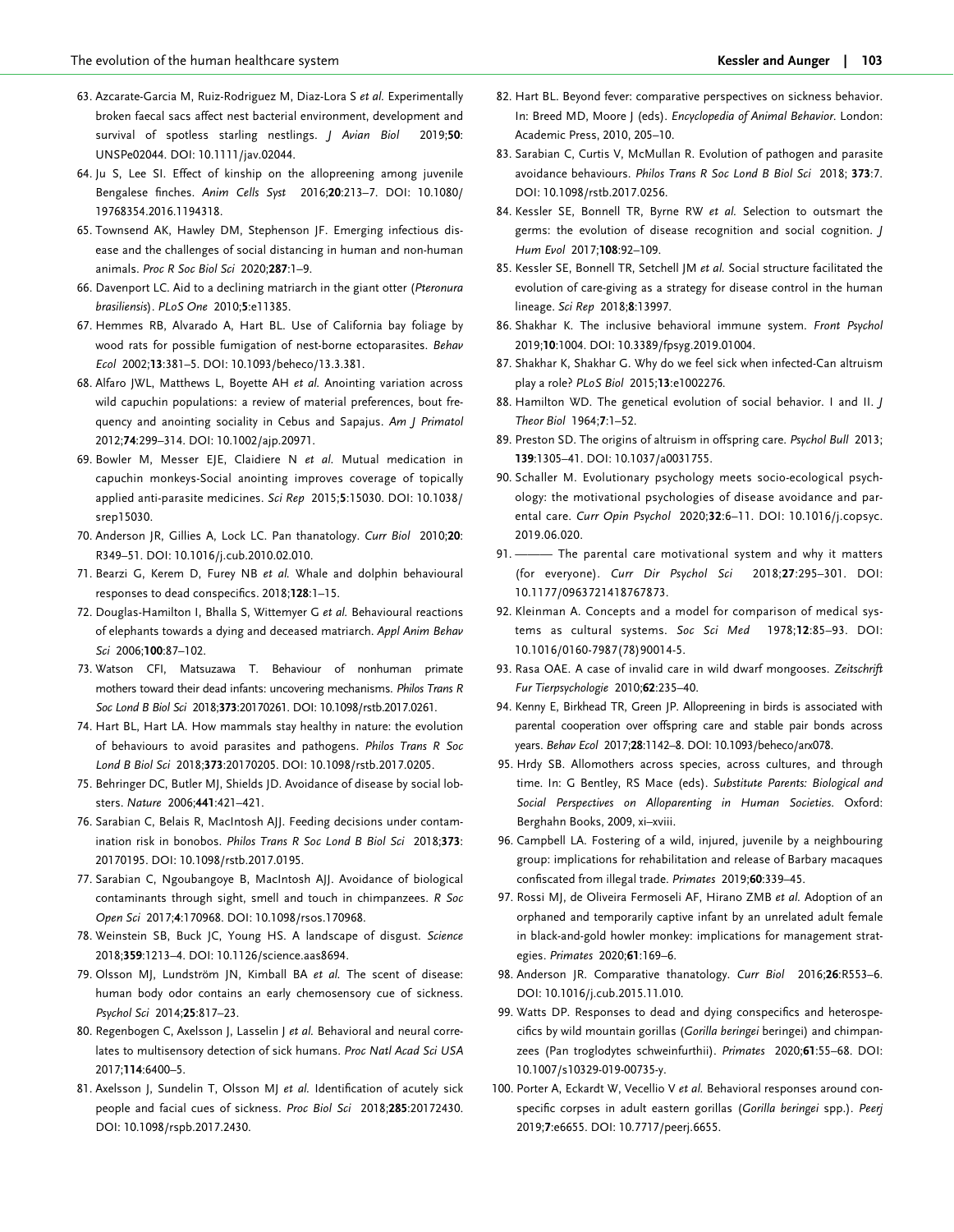63. Azcarate-Garcia M, Ruiz-Rodriguez M, Diaz-Lora S *et al.* Experimentally broken faecal sacs affect nest bacterial environment, development and survival of spotless starling nestlings. *J Avian Biol* 2019;**50**: UNSPe02044. DOI: 10.1111/jav.02044.
64. Ju S, Lee SI. Effect of kinship on the allopreening among juvenile Bengalese finches. *Anim Cells Syst* 2016;**20**:213–7. DOI: 10.1080/19768354.2016.1194318.
65. Townsend AK, Hawley DM, Stephenson JF. Emerging infectious disease and the challenges of social distancing in human and non-human animals. *Proc R Soc Biol Sci* 2020;**287**:1–9.
66. Davenport LC. Aid to a declining matriarch in the giant otter (*Pteronura brasiliensis*). *PLoS One* 2010;**5**:e11385.
67. Hemmes RB, Alvarado A, Hart BL. Use of California bay foliage by wood rats for possible fumigation of nest-borne ectoparasites. *Behav Ecol* 2002;**13**:381–5. DOI: 10.1093/beheco/13.3.381.
68. Alfaro JWL, Matthews L, Boyette AH *et al.* Anointing variation across wild capuchin populations: a review of material preferences, bout frequency and anointing sociality in Cebus and Sapajus. *Am J Primatol* 2012;**74**:299–314. DOI: 10.1002/ajp.20971.
69. Bowler M, Messer EJE, Claidiere N *et al.* Mutual medication in capuchin monkeys-Social anointing improves coverage of topically applied anti-parasite medicines. *Sci Rep* 2015;**5**:15030. DOI: 10.1038/srep15030.
70. Anderson JR, Gillies A, Lock LC. Pan thanatology. *Curr Biol* 2010;**20**: R349–51. DOI: 10.1016/j.cub.2010.02.010.
71. Bearzi G, Kerem D, Furey NB *et al.* Whale and dolphin behavioural responses to dead conspecifics. 2018;**128**:1–15.
72. Douglas-Hamilton I, Bhalla S, Wittemyer G *et al.* Behavioural reactions of elephants towards a dying and deceased matriarch. *Appl Anim Behav Sci* 2006;**100**:87–102.
73. Watson CFI, Matsuzawa T. Behaviour of nonhuman primate mothers toward their dead infants: uncovering mechanisms. *Philos Trans R Soc Lond B Biol Sci* 2018;**373**:20170261. DOI: 10.1098/rstb.2017.0261.
74. Hart BL, Hart LA. How mammals stay healthy in nature: the evolution of behaviours to avoid parasites and pathogens. *Philos Trans R Soc Lond B Biol Sci* 2018;**373**:20170205. DOI: 10.1098/rstb.2017.0205.
75. Behringer DC, Butler MJ, Shields JD. Avoidance of disease by social lobsters. *Nature* 2006;**441**:421–421.
76. Sarabian C, Belais R, MacIntosh AJJ. Feeding decisions under contamination risk in bonobos. *Philos Trans R Soc Lond B Biol Sci* 2018;**373**: 20170195. DOI: 10.1098/rstb.2017.0195.
77. Sarabian C, Ngoubangoye B, MacIntosh AJJ. Avoidance of biological contaminants through sight, smell and touch in chimpanzees. *R Soc Open Sci* 2017;**4**:170968. DOI: 10.1098/rsos.170968.
78. Weinstein SB, Buck JC, Young HS. A landscape of disgust. *Science* 2018;**359**:1213–4. DOI: 10.1126/science.aas8694.
79. Olsson MJ, Lundström JN, Kimball BA *et al.* The scent of disease: human body odor contains an early chemosensory cue of sickness. *Psychol Sci* 2014;**25**:817–23.
80. Regenbogen C, Axelsson J, Lasselin J *et al.* Behavioral and neural correlates to multisensory detection of sick humans. *Proc Natl Acad Sci USA* 2017;**114**:6400–5.
81. Axelsson J, Sundelin T, Olsson MJ *et al.* Identification of acutely sick people and facial cues of sickness. *Proc Biol Sci* 2018;**285**:20172430. DOI: 10.1098/rspb.2017.2430.
82. Hart BL. Beyond fever: comparative perspectives on sickness behavior. In: Breed MD, Moore J (eds). *Encyclopedia of Animal Behavior*. London: Academic Press, 2010, 205–10.
83. Sarabian C, Curtis V, McMullan R. Evolution of pathogen and parasite avoidance behaviours. *Philos Trans R Soc Lond B Biol Sci* 2018; **373**:7. DOI: 10.1098/rstb.2017.0256.
84. Kessler SE, Bonnell TR, Byrne RW *et al.* Selection to outsmart the germs: the evolution of disease recognition and social cognition. *J Hum Evol* 2017;**108**:92–109.
85. Kessler SE, Bonnell TR, Setchell JM *et al.* Social structure facilitated the evolution of care-giving as a strategy for disease control in the human lineage. *Sci Rep* 2018;**8**:13997.
86. Shakhar K. The inclusive behavioral immune system. *Front Psychol* 2019;**10**:1004. DOI: 10.3389/fpsyg.2019.01004.
87. Shakhar K, Shakhar G. Why do we feel sick when infected-Can altruism play a role? *PLoS Biol* 2015;**13**:e1002276.
88. Hamilton WD. The genetical evolution of social behavior. I and II. *J Theor Biol* 1964;**7**:1–52.
89. Preston SD. The origins of altruism in offspring care. *Psychol Bull* 2013; **139**:1305–41. DOI: 10.1037/a0031755.
90. Schaller M. Evolutionary psychology meets socio-ecological psychology: the motivational psychologies of disease avoidance and parental care. *Curr Opin Psychol* 2020;**32**:6–11. DOI: 10.1016/j.copsyc.2019.06.020.
91. ——— The parental care motivational system and why it matters (for everyone). *Curr Dir Psychol Sci* 2018;**27**:295–301. DOI: 10.1177/0963721418767873.
92. Kleinman A. Concepts and a model for comparison of medical systems as cultural systems. *Soc Sci Med* 1978;**12**:85–93. DOI: 10.1016/0160-7987(78)90014-5.
93. Rasa OAE. A case of invalid care in wild dwarf mongooses. *Zeitschrift Fur Tierpsychologie* 2010;**62**:235–40.
94. Kenny E, Birkhead TR, Green JP. Allopreening in birds is associated with parental cooperation over offspring care and stable pair bonds across years. *Behav Ecol* 2017;**28**:1142–8. DOI: 10.1093/beheco/arx078.
95. Hrdy SB. Allomothers across species, across cultures, and through time. In: G Bentley, RS Mace (eds). *Substitute Parents: Biological and Social Perspectives on Alloparenting in Human Societies*. Oxford: Berghahn Books, 2009, xi–xviii.
96. Campbell LA. Fostering of a wild, injured, juvenile by a neighbouring group: implications for rehabilitation and release of Barbary macaques confiscated from illegal trade. *Primates* 2019;**60**:339–45.
97. Rossi MJ, de Oliveira Fermoseli AF, Hirano ZMB *et al.* Adoption of an orphaned and temporarily captive infant by an unrelated adult female in black-and-gold howler monkey: implications for management strategies. *Primates* 2020;**61**:169–6.
98. Anderson JR. Comparative thanatology. *Curr Biol* 2016;**26**:R553–6. DOI: 10.1016/j.cub.2015.11.010.
99. Watts DP. Responses to dead and dying conspecifics and heterospecifics by wild mountain gorillas (*Gorilla beringei* beringei) and chimpanzees (Pan troglodytes schweinfurthii). *Primates* 2020;**61**:55–68. DOI: 10.1007/s10329-019-00735-y.
100. Porter A, Eckardt W, Vecellio V *et al.* Behavioral responses around conspecific corpses in adult eastern gorillas (*Gorilla beringei* spp.). *Peerj* 2019;**7**:e6655. DOI: 10.7717/peerj.6655.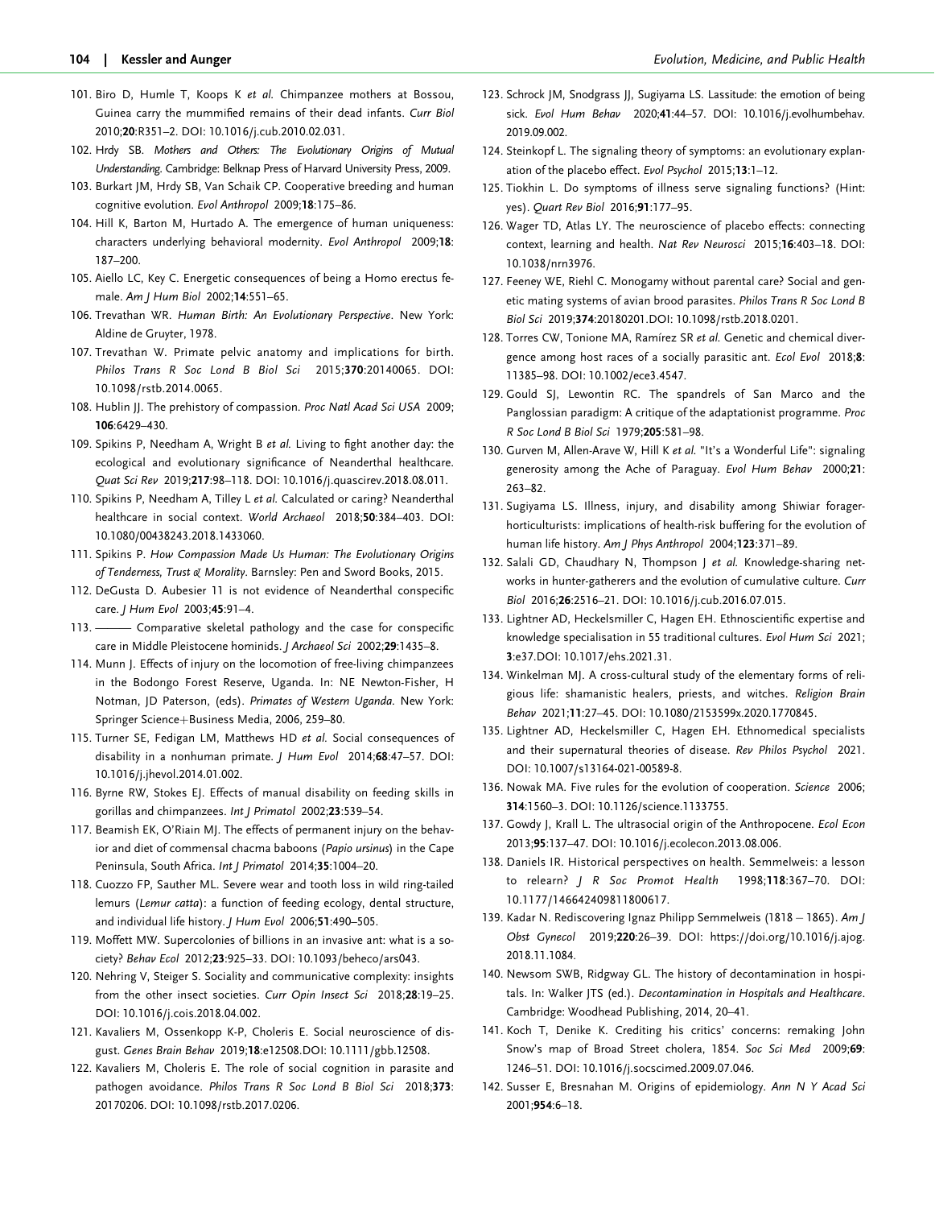101. Biro D, Humle T, Koops K *et al.* Chimpanzee mothers at Bossou, Guinea carry the mummified remains of their dead infants. *Curr Biol* 2010;**20**:R351–2. DOI: 10.1016/j.cub.2010.02.031.
102. Hrdy SB. *Mothers and Others: The Evolutionary Origins of Mutual Understanding*. Cambridge: Belknap Press of Harvard University Press, 2009.
103. Burkart JM, Hrdy SB, Van Schaik CP. Cooperative breeding and human cognitive evolution. *Evol Anthropol* 2009;**18**:175–86.
104. Hill K, Barton M, Hurtado A. The emergence of human uniqueness: characters underlying behavioral modernity. *Evol Anthropol* 2009;**18**:187–200.
105. Aiello LC, Key C. Energetic consequences of being a Homo erectus female. *Am J Hum Biol* 2002;**14**:551–65.
106. Trevathan WR. *Human Birth: An Evolutionary Perspective*. New York: Aldine de Gruyter, 1978.
107. Trevathan W. Primate pelvic anatomy and implications for birth. *Philos Trans R Soc Lond B Biol Sci* 2015;**370**:20140065. DOI: 10.1098/rstb.2014.0065.
108. Hublin JJ. The prehistory of compassion. *Proc Natl Acad Sci USA* 2009;**106**:6429–430.
109. Spikins P, Needham A, Wright B *et al.* Living to fight another day: the ecological and evolutionary significance of Neanderthal healthcare. *Quat Sci Rev* 2019;**217**:98–118. DOI: 10.1016/j.quascirev.2018.08.011.
110. Spikins P, Needham A, Tilley L *et al.* Calculated or caring? Neanderthal healthcare in social context. *World Archaeol* 2018;**50**:384–403. DOI: 10.1080/00438243.2018.1433060.
111. Spikins P. *How Compassion Made Us Human: The Evolutionary Origins of Tenderness, Trust & Morality*. Barnsley: Pen and Sword Books, 2015.
112. DeGusta D. Aubesier 11 is not evidence of Neanderthal conspecific care. *J Hum Evol* 2003;**45**:91–4.
113. ——— Comparative skeletal pathology and the case for conspecific care in Middle Pleistocene hominids. *J Archaeol Sci* 2002;**29**:1435–8.
114. Munn J. Effects of injury on the locomotion of free-living chimpanzees in the Bodongo Forest Reserve, Uganda. In: NE Newton-Fisher, H Notman, JD Paterson, (eds). *Primates of Western Uganda*. New York: Springer Science+Business Media, 2006, 259–80.
115. Turner SE, Fedigan LM, Matthews HD *et al.* Social consequences of disability in a nonhuman primate. *J Hum Evol* 2014;**68**:47–57. DOI: 10.1016/j.jhevol.2014.01.002.
116. Byrne RW, Stokes EJ. Effects of manual disability on feeding skills in gorillas and chimpanzees. *Int J Primatol* 2002;**23**:539–54.
117. Beamish EK, O'Riain MJ. The effects of permanent injury on the behavior and diet of commensal chacma baboons (*Papio ursinus*) in the Cape Peninsula, South Africa. *Int J Primatol* 2014;**35**:1004–20.
118. Cuozzo FP, Sauther ML. Severe wear and tooth loss in wild ring-tailed lemurs (*Lemur catta*): a function of feeding ecology, dental structure, and individual life history. *J Hum Evol* 2006;**51**:490–505.
119. Moffett MW. Supercolonies of billions in an invasive ant: what is a society? *Behav Ecol* 2012;**23**:925–33. DOI: 10.1093/beheco/ars043.
120. Nehring V, Steiger S. Sociality and communicative complexity: insights from the other insect societies. *Curr Opin Insect Sci* 2018;**28**:19–25. DOI: 10.1016/j.cois.2018.04.002.
121. Kavaliers M, Ossenkopp K-P, Choleris E. Social neuroscience of disgust. *Genes Brain Behav* 2019;**18**:e12508.DOI: 10.1111/gbb.12508.
122. Kavaliers M, Choleris E. The role of social cognition in parasite and pathogen avoidance. *Philos Trans R Soc Lond B Biol Sci* 2018;**373**:20170206. DOI: 10.1098/rstb.2017.0206.
123. Schrock JM, Snodgrass JJ, Sugiyama LS. Lassitude: the emotion of being sick. *Evol Hum Behav* 2020;**41**:44–57. DOI: 10.1016/j.evolhumbehav.2019.09.002.
124. Steinkopf L. The signaling theory of symptoms: an evolutionary explanation of the placebo effect. *Evol Psychol* 2015;**13**:1–12.
125. Tiokhin L. Do symptoms of illness serve signaling functions? (Hint: yes). *Quart Rev Biol* 2016;**91**:177–95.
126. Wager TD, Atlas LY. The neuroscience of placebo effects: connecting context, learning and health. *Nat Rev Neurosci* 2015;**16**:403–18. DOI: 10.1038/nrn3976.
127. Feeney WE, Riehl C. Monogamy without parental care? Social and genetic mating systems of avian brood parasites. *Philos Trans R Soc Lond B Biol Sci* 2019;**374**:20180201.DOI: 10.1098/rstb.2018.0201.
128. Torres CW, Tonione MA, Ramírez SR *et al.* Genetic and chemical divergence among host races of a socially parasitic ant. *Ecol Evol* 2018;**8**:11385–98. DOI: 10.1002/ece3.4547.
129. Gould SJ, Lewontin RC. The spandrels of San Marco and the Panglossian paradigm: A critique of the adaptationist programme. *Proc R Soc Lond B Biol Sci* 1979;**205**:581–98.
130. Gurven M, Allen-Arave W, Hill K *et al.* "It's a Wonderful Life": signaling generosity among the Ache of Paraguay. *Evol Hum Behav* 2000;**21**:263–82.
131. Sugiyama LS. Illness, injury, and disability among Shiwiar forager-horticulturists: implications of health-risk buffering for the evolution of human life history. *Am J Phys Anthropol* 2004;**123**:371–89.
132. Salali GD, Chaudhary N, Thompson J *et al.* Knowledge-sharing networks in hunter-gatherers and the evolution of cumulative culture. *Curr Biol* 2016;**26**:2516–21. DOI: 10.1016/j.cub.2016.07.015.
133. Lightner AD, Heckelsmiller C, Hagen EH. Ethnoscientific expertise and knowledge specialisation in 55 traditional cultures. *Evol Hum Sci* 2021;**3**:e37.DOI: 10.1017/ehs.2021.31.
134. Winkelman MJ. A cross-cultural study of the elementary forms of religious life: shamanistic healers, priests, and witches. *Religion Brain Behav* 2021;**11**:27–45. DOI: 10.1080/2153599x.2020.1770845.
135. Lightner AD, Heckelsmiller C, Hagen EH. Ethnomedical specialists and their supernatural theories of disease. *Rev Philos Psychol* 2021. DOI: 10.1007/s13164-021-00589-8.
136. Nowak MA. Five rules for the evolution of cooperation. *Science* 2006;**314**:1560–3. DOI: 10.1126/science.1133755.
137. Gowdy J, Krall L. The ultrasocial origin of the Anthropocene. *Ecol Econ* 2013;**95**:137–47. DOI: 10.1016/j.ecolecon.2013.08.006.
138. Daniels IR. Historical perspectives on health. Semmelweis: a lesson to relearn? *J R Soc Promot Health* 1998;**118**:367–70. DOI: 10.1177/146642409811800617.
139. Kadar N. Rediscovering Ignaz Philipp Semmelweis (1818 – 1865). *Am J Obst Gynecol* 2019;**220**:26–39. DOI: https://doi.org/10.1016/j.ajog.2018.11.1084.
140. Newsom SWB, Ridgway GL. The history of decontamination in hospitals. In: Walker JTS (ed.). *Decontamination in Hospitals and Healthcare*. Cambridge: Woodhead Publishing, 2014, 20–41.
141. Koch T, Denike K. Crediting his critics' concerns: remaking John Snow's map of Broad Street cholera, 1854. *Soc Sci Med* 2009;**69**:1246–51. DOI: 10.1016/j.socscimed.2009.07.046.
142. Susser E, Bresnahan M. Origins of epidemiology. *Ann N Y Acad Sci* 2001;**954**:6–18.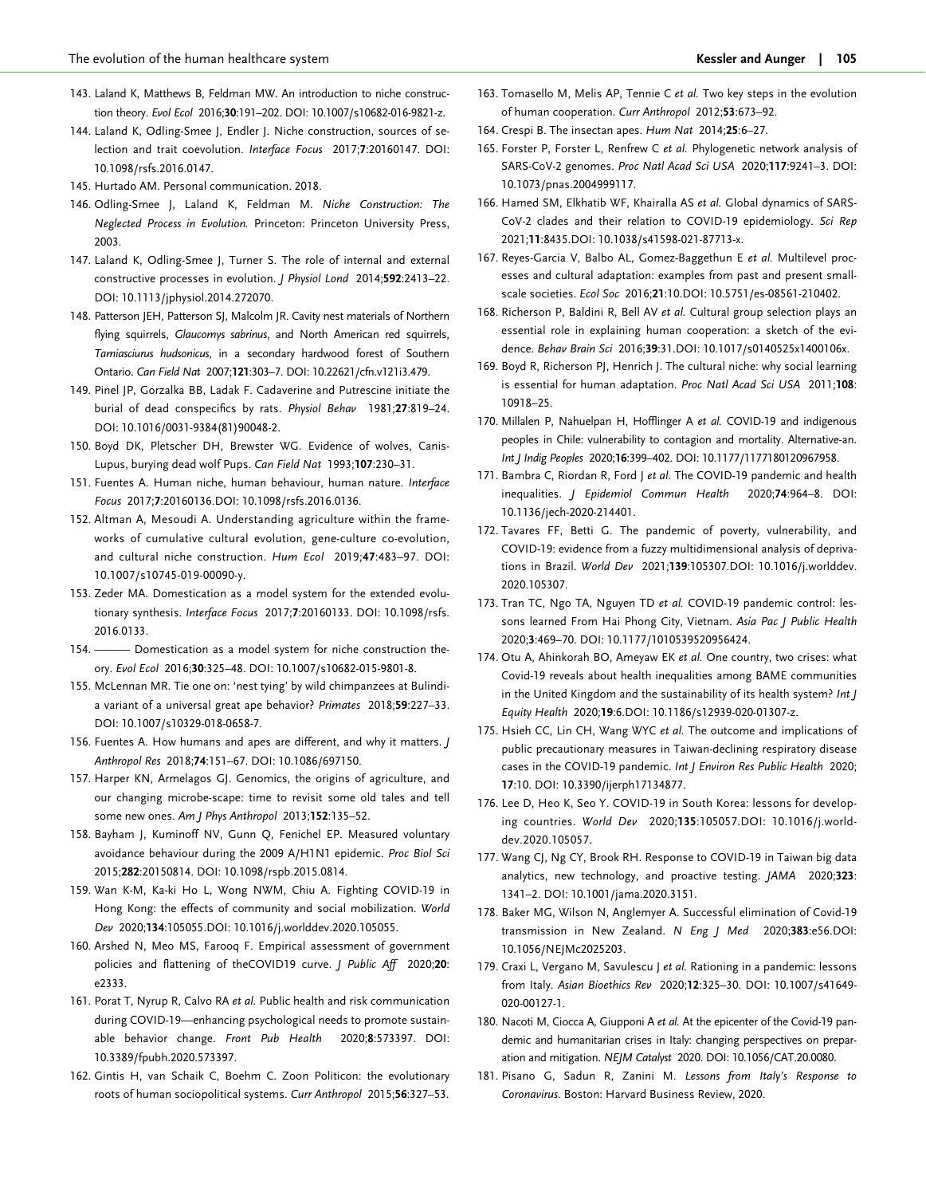143. Laland K, Matthews B, Feldman MW. An introduction to niche construction theory. *Evol Ecol* 2016;**30**:191–202. DOI: 10.1007/s10682-016-9821-z.
144. Laland K, Odling-Smee J, Endler J. Niche construction, sources of selection and trait coevolution. *Interface Focus* 2017;**7**:20160147. DOI: 10.1098/rsfs.2016.0147.
145. Hurtado AM. Personal communication. 2018.
146. Odling-Smee J, Laland K, Feldman M. *Niche Construction: The Neglected Process in Evolution.* Princeton: Princeton University Press, 2003.
147. Laland K, Odling-Smee J, Turner S. The role of internal and external constructive processes in evolution. *J Physiol Lond* 2014;**592**:2413–22. DOI: 10.1113/jphysiol.2014.272070.
148. Patterson JEH, Patterson SJ, Malcolm JR. Cavity nest materials of Northern flying squirrels, *Glaucomys sabrinus*, and North American red squirrels, *Tamiasciurus hudsonicus*, in a secondary hardwood forest of Southern Ontario. *Can Field Nat* 2007;**121**:303–7. DOI: 10.22621/cfn.v121i3.479.
149. Pinel JP, Gorzalka BB, Ladak F. Cadaverine and Putrescine initiate the burial of dead conspecifics by rats. *Physiol Behav* 1981;**27**:819–24. DOI: 10.1016/0031-9384(81)90048-2.
150. Boyd DK, Pletscher DH, Brewster WG. Evidence of wolves, Canis-Lupus, burying dead wolf Pups. *Can Field Nat* 1993;**107**:230–31.
151. Fuentes A. Human niche, human behaviour, human nature. *Interface Focus* 2017;**7**:20160136.DOI: 10.1098/rsfs.2016.0136.
152. Altman A, Mesoudi A. Understanding agriculture within the frameworks of cumulative cultural evolution, gene-culture co-evolution, and cultural niche construction. *Hum Ecol* 2019;**47**:483–97. DOI: 10.1007/s10745-019-00090-y.
153. Zeder MA. Domestication as a model system for the extended evolutionary synthesis. *Interface Focus* 2017;**7**:20160133. DOI: 10.1098/rsfs.2016.0133.
154. ——— Domestication as a model system for niche construction theory. *Evol Ecol* 2016;**30**:325–48. DOI: 10.1007/s10682-015-9801-8.
155. McLennan MR. Tie one on: 'nest tying' by wild chimpanzees at Bulindi-a variant of a universal great ape behavior? *Primates* 2018;**59**:227–33. DOI: 10.1007/s10329-018-0658-7.
156. Fuentes A. How humans and apes are different, and why it matters. *J Anthropol Res* 2018;**74**:151–67. DOI: 10.1086/697150.
157. Harper KN, Armelagos GJ. Genomics, the origins of agriculture, and our changing microbe-scape: time to revisit some old tales and tell some new ones. *Am J Phys Anthropol* 2013;**152**:135–52.
158. Bayham J, Kuminoff NV, Gunn Q, Fenichel EP. Measured voluntary avoidance behaviour during the 2009 A/H1N1 epidemic. *Proc Biol Sci* 2015;**282**:20150814. DOI: 10.1098/rspb.2015.0814.
159. Wan K-M, Ka-ki Ho L, Wong NWM, Chiu A. Fighting COVID-19 in Hong Kong: the effects of community and social mobilization. *World Dev* 2020;**134**:105055.DOI: 10.1016/j.worlddev.2020.105055.
160. Arshed N, Meo MS, Farooq F. Empirical assessment of government policies and flattening of theCOVID19 curve. *J Public Aff* 2020;**20**: e2333.
161. Porat T, Nyrup R, Calvo RA *et al.* Public health and risk communication during COVID-19—enhancing psychological needs to promote sustainable behavior change. *Front Pub Health* 2020;**8**:573397. DOI: 10.3389/fpubh.2020.573397.
162. Gintis H, van Schaik C, Boehm C. Zoon Politicon: the evolutionary roots of human sociopolitical systems. *Curr Anthropol* 2015;**56**:327–53.
163. Tomasello M, Melis AP, Tennie C *et al.* Two key steps in the evolution of human cooperation. *Curr Anthropol* 2012;**53**:673–92.
164. Crespi B. The insectan apes. *Hum Nat* 2014;**25**:6–27.
165. Forster P, Forster L, Renfrew C *et al.* Phylogenetic network analysis of SARS-CoV-2 genomes. *Proc Natl Acad Sci USA* 2020;**117**:9241–3. DOI: 10.1073/pnas.2004999117.
166. Hamed SM, Elkhatib WF, Khairalla AS *et al.* Global dynamics of SARS-CoV-2 clades and their relation to COVID-19 epidemiology. *Sci Rep* 2021;**11**:8435.DOI: 10.1038/s41598-021-87713-x.
167. Reyes-Garcia V, Balbo AL, Gomez-Baggethun E *et al.* Multilevel processes and cultural adaptation: examples from past and present small-scale societies. *Ecol Soc* 2016;**21**:10.DOI: 10.5751/es-08561-210402.
168. Richerson P, Baldini R, Bell AV *et al.* Cultural group selection plays an essential role in explaining human cooperation: a sketch of the evidence. *Behav Brain Sci* 2016;**39**:31.DOI: 10.1017/s0140525x1400106x.
169. Boyd R, Richerson PJ, Henrich J. The cultural niche: why social learning is essential for human adaptation. *Proc Natl Acad Sci USA* 2011;**108**: 10918–25.
170. Millalen P, Nahuelpan H, Hofflinger A *et al.* COVID-19 and indigenous peoples in Chile: vulnerability to contagion and mortality. Alternative-an. *Int J Indig Peoples* 2020;**16**:399–402. DOI: 10.1177/1177180120967958.
171. Bambra C, Riordan R, Ford J *et al.* The COVID-19 pandemic and health inequalities. *J Epidemiol Commun Health* 2020;**74**:964–8. DOI: 10.1136/jech-2020-214401.
172. Tavares FF, Betti G. The pandemic of poverty, vulnerability, and COVID-19: evidence from a fuzzy multidimensional analysis of deprivations in Brazil. *World Dev* 2021;**139**:105307.DOI: 10.1016/j.worlddev.2020.105307.
173. Tran TC, Ngo TA, Nguyen TD *et al.* COVID-19 pandemic control: lessons learned From Hai Phong City, Vietnam. *Asia Pac J Public Health* 2020;**3**:469–70. DOI: 10.1177/1010539520956424.
174. Otu A, Ahinkorah BO, Ameyaw EK *et al.* One country, two crises: what Covid-19 reveals about health inequalities among BAME communities in the United Kingdom and the sustainability of its health system? *Int J Equity Health* 2020;**19**:6.DOI: 10.1186/s12939-020-01307-z.
175. Hsieh CC, Lin CH, Wang WYC *et al.* The outcome and implications of public precautionary measures in Taiwan-declining respiratory disease cases in the COVID-19 pandemic. *Int J Environ Res Public Health* 2020; **17**:10. DOI: 10.3390/ijerph17134877.
176. Lee D, Heo K, Seo Y. COVID-19 in South Korea: lessons for developing countries. *World Dev* 2020;**135**:105057.DOI: 10.1016/j.worlddev.2020.105057.
177. Wang CJ, Ng CY, Brook RH. Response to COVID-19 in Taiwan big data analytics, new technology, and proactive testing. *JAMA* 2020;**323**: 1341–2. DOI: 10.1001/jama.2020.3151.
178. Baker MG, Wilson N, Anglemyer A. Successful elimination of Covid-19 transmission in New Zealand. *N Eng J Med* 2020;**383**:e56.DOI: 10.1056/NEJMc2025203.
179. Craxi L, Vergano M, Savulescu J *et al.* Rationing in a pandemic: lessons from Italy. *Asian Bioethics Rev* 2020;**12**:325–30. DOI: 10.1007/s41649-020-00127-1.
180. Nacoti M, Ciocca A, Giupponi A *et al.* At the epicenter of the Covid-19 pandemic and humanitarian crises in Italy: changing perspectives on preparation and mitigation. *NEJM Catalyst* 2020. DOI: 10.1056/CAT.20.0080.
181. Pisano G, Sadun R, Zanini M. *Lessons from Italy's Response to Coronavirus.* Boston: Harvard Business Review, 2020.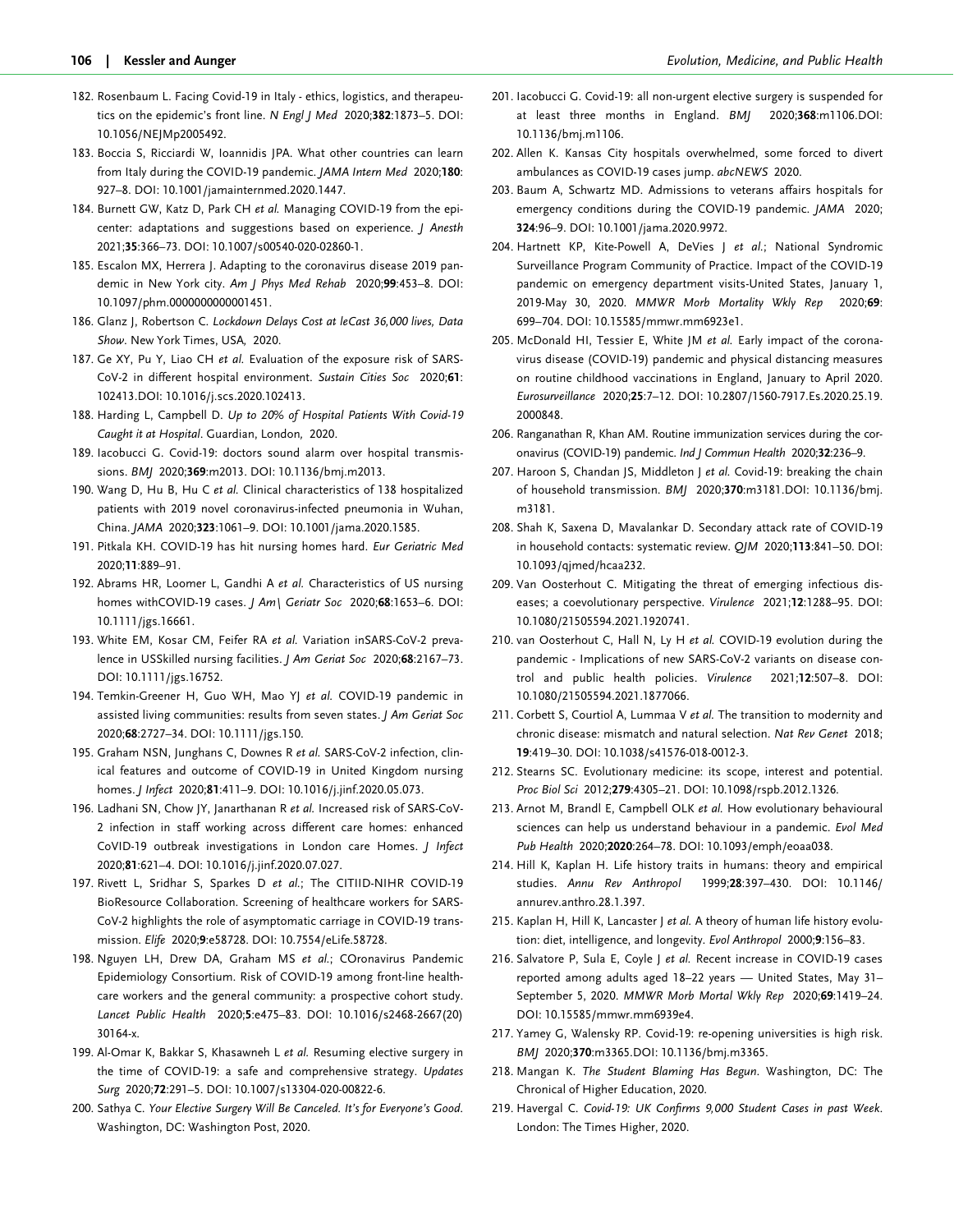182. Rosenbaum L. Facing Covid-19 in Italy - ethics, logistics, and therapeutics on the epidemic's front line. *N Engl J Med* 2020;**382**:1873–5. DOI: 10.1056/NEJMp2005492.

183. Boccia S, Ricciardi W, Ioannidis JPA. What other countries can learn from Italy during the COVID-19 pandemic. *JAMA Intern Med* 2020;**180**: 927–8. DOI: 10.1001/jamainternmed.2020.1447.

184. Burnett GW, Katz D, Park CH *et al.* Managing COVID-19 from the epicenter: adaptations and suggestions based on experience. *J Anesth* 2021;**35**:366–73. DOI: 10.1007/s00540-020-02860-1.

185. Escalon MX, Herrera J. Adapting to the coronavirus disease 2019 pandemic in New York city. *Am J Phys Med Rehab* 2020;**99**:453–8. DOI: 10.1097/phm.0000000000001451.

186. Glanz J, Robertson C. *Lockdown Delays Cost at leCast 36,000 lives, Data Show*. New York Times, USA, 2020.

187. Ge XY, Pu Y, Liao CH *et al.* Evaluation of the exposure risk of SARS-CoV-2 in different hospital environment. *Sustain Cities Soc* 2020;**61**: 102413.DOI: 10.1016/j.scs.2020.102413.

188. Harding L, Campbell D. *Up to 20% of Hospital Patients With Covid-19 Caught it at Hospital*. Guardian, London, 2020.

189. Iacobucci G. Covid-19: doctors sound alarm over hospital transmissions. *BMJ* 2020;**369**:m2013. DOI: 10.1136/bmj.m2013.

190. Wang D, Hu B, Hu C *et al.* Clinical characteristics of 138 hospitalized patients with 2019 novel coronavirus-infected pneumonia in Wuhan, China. *JAMA* 2020;**323**:1061–9. DOI: 10.1001/jama.2020.1585.

191. Pitkala KH. COVID-19 has hit nursing homes hard. *Eur Geriatric Med* 2020;**11**:889–91.

192. Abrams HR, Loomer L, Gandhi A *et al.* Characteristics of US nursing homes withCOVID-19 cases. *J Am\ Geriatr Soc* 2020;**68**:1653–6. DOI: 10.1111/jgs.16661.

193. White EM, Kosar CM, Feifer RA *et al.* Variation inSARS-CoV-2 prevalence in USSkilled nursing facilities. *J Am Geriat Soc* 2020;**68**:2167–73. DOI: 10.1111/jgs.16752.

194. Temkin-Greener H, Guo WH, Mao YJ *et al.* COVID-19 pandemic in assisted living communities: results from seven states. *J Am Geriat Soc* 2020;**68**:2727–34. DOI: 10.1111/jgs.150.

195. Graham NSN, Junghans C, Downes R *et al.* SARS-CoV-2 infection, clinical features and outcome of COVID-19 in United Kingdom nursing homes. *J Infect* 2020;**81**:411–9. DOI: 10.1016/j.jinf.2020.05.073.

196. Ladhani SN, Chow JY, Janarthanan R *et al.* Increased risk of SARS-CoV-2 infection in staff working across different care homes: enhanced CoVID-19 outbreak investigations in London care Homes. *J Infect* 2020;**81**:621–4. DOI: 10.1016/j.jinf.2020.07.027.

197. Rivett L, Sridhar S, Sparkes D *et al.*; The CITIID-NIHR COVID-19 BioResource Collaboration. Screening of healthcare workers for SARS-CoV-2 highlights the role of asymptomatic carriage in COVID-19 transmission. *Elife* 2020;**9**:e58728. DOI: 10.7554/eLife.58728.

198. Nguyen LH, Drew DA, Graham MS *et al.*; COronavirus Pandemic Epidemiology Consortium. Risk of COVID-19 among front-line healthcare workers and the general community: a prospective cohort study. *Lancet Public Health* 2020;**5**:e475–83. DOI: 10.1016/s2468-2667(20) 30164-x.

199. Al-Omar K, Bakkar S, Khasawneh L *et al.* Resuming elective surgery in the time of COVID-19: a safe and comprehensive strategy. *Updates Surg* 2020;**72**:291–5. DOI: 10.1007/s13304-020-00822-6.

200. Sathya C. *Your Elective Surgery Will Be Canceled. It's for Everyone's Good*. Washington, DC: Washington Post, 2020.

201. Iacobucci G. Covid-19: all non-urgent elective surgery is suspended for at least three months in England. *BMJ* 2020;**368**:m1106.DOI: 10.1136/bmj.m1106.

202. Allen K. Kansas City hospitals overwhelmed, some forced to divert ambulances as COVID-19 cases jump. *abcNEWS* 2020.

203. Baum A, Schwartz MD. Admissions to veterans affairs hospitals for emergency conditions during the COVID-19 pandemic. *JAMA* 2020; **324**:96–9. DOI: 10.1001/jama.2020.9972.

204. Hartnett KP, Kite-Powell A, DeVies J *et al.*; National Syndromic Surveillance Program Community of Practice. Impact of the COVID-19 pandemic on emergency department visits-United States, January 1, 2019-May 30, 2020. *MMWR Morb Mortality Wkly Rep* 2020;**69**: 699–704. DOI: 10.15585/mmwr.mm6923e1.

205. McDonald HI, Tessier E, White JM *et al.* Early impact of the coronavirus disease (COVID-19) pandemic and physical distancing measures on routine childhood vaccinations in England, January to April 2020. *Eurosurveillance* 2020;**25**:7–12. DOI: 10.2807/1560-7917.Es.2020.25.19. 2000848.

206. Ranganathan R, Khan AM. Routine immunization services during the coronavirus (COVID-19) pandemic. *Ind J Commun Health* 2020;**32**:236–9.

207. Haroon S, Chandan JS, Middleton J *et al.* Covid-19: breaking the chain of household transmission. *BMJ* 2020;**370**:m3181.DOI: 10.1136/bmj. m3181.

208. Shah K, Saxena D, Mavalankar D. Secondary attack rate of COVID-19 in household contacts: systematic review. *QJM* 2020;**113**:841–50. DOI: 10.1093/qjmed/hcaa232.

209. Van Oosterhout C. Mitigating the threat of emerging infectious diseases; a coevolutionary perspective. *Virulence* 2021;**12**:1288–95. DOI: 10.1080/21505594.2021.1920741.

210. van Oosterhout C, Hall N, Ly H *et al.* COVID-19 evolution during the pandemic - Implications of new SARS-CoV-2 variants on disease control and public health policies. *Virulence* 2021;**12**:507–8. DOI: 10.1080/21505594.2021.1877066.

211. Corbett S, Courtiol A, Lummaa V *et al.* The transition to modernity and chronic disease: mismatch and natural selection. *Nat Rev Genet* 2018; **19**:419–30. DOI: 10.1038/s41576-018-0012-3.

212. Stearns SC. Evolutionary medicine: its scope, interest and potential. *Proc Biol Sci* 2012;**279**:4305–21. DOI: 10.1098/rspb.2012.1326.

213. Arnot M, Brandl E, Campbell OLK *et al.* How evolutionary behavioural sciences can help us understand behaviour in a pandemic. *Evol Med Pub Health* 2020;**2020**:264–78. DOI: 10.1093/emph/eoaa038.

214. Hill K, Kaplan H. Life history traits in humans: theory and empirical studies. *Annu Rev Anthropol* 1999;**28**:397–430. DOI: 10.1146/ annurev.anthro.28.1.397.

215. Kaplan H, Hill K, Lancaster J *et al.* A theory of human life history evolution: diet, intelligence, and longevity. *Evol Anthropol* 2000;**9**:156–83.

216. Salvatore P, Sula E, Coyle J *et al.* Recent increase in COVID-19 cases reported among adults aged 18–22 years — United States, May 31–September 5, 2020. *MMWR Morb Mortal Wkly Rep* 2020;**69**:1419–24. DOI: 10.15585/mmwr.mm6939e4.

217. Yamey G, Walensky RP. Covid-19: re-opening universities is high risk. *BMJ* 2020;**370**:m3365.DOI: 10.1136/bmj.m3365.

218. Mangan K. *The Student Blaming Has Begun*. Washington, DC: The Chronical of Higher Education, 2020.

219. Havergal C. *Covid-19: UK Confirms 9,000 Student Cases in past Week*. London: The Times Higher, 2020.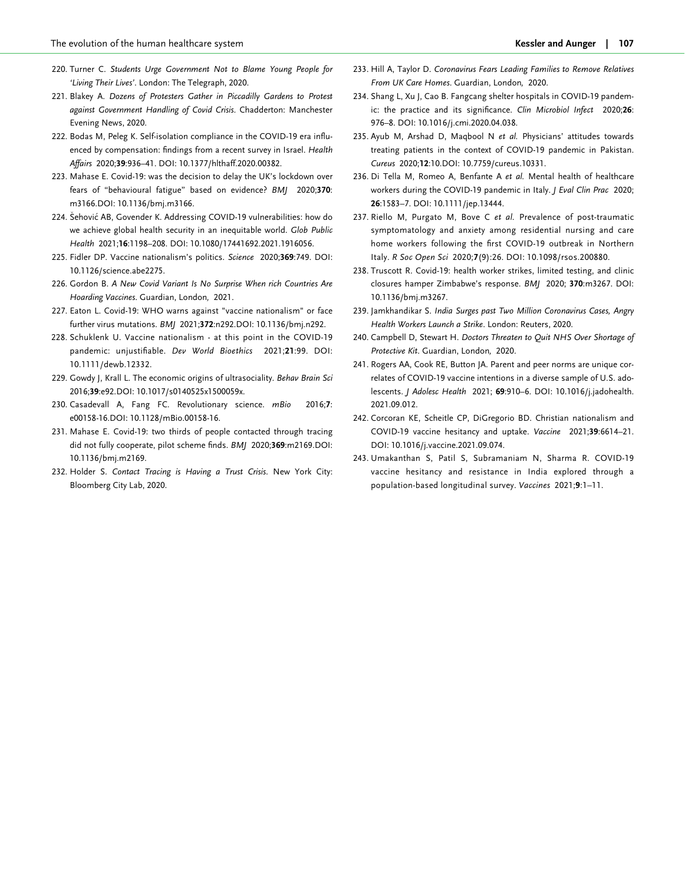220. Turner C. *Students Urge Government Not to Blame Young People for 'Living Their Lives'*. London: The Telegraph, 2020.
221. Blakey A. *Dozens of Protesters Gather in Piccadilly Gardens to Protest against Government Handling of Covid Crisis*. Chadderton: Manchester Evening News, 2020.
222. Bodas M, Peleg K. Self-isolation compliance in the COVID-19 era influenced by compensation: findings from a recent survey in Israel. *Health Affairs* 2020;**39**:936–41. DOI: 10.1377/hlthaff.2020.00382.
223. Mahase E. Covid-19: was the decision to delay the UK's lockdown over fears of "behavioural fatigue" based on evidence? *BMJ* 2020;**370**: m3166.DOI: 10.1136/bmj.m3166.
224. Šehović AB, Govender K. Addressing COVID-19 vulnerabilities: how do we achieve global health security in an inequitable world. *Glob Public Health* 2021;**16**:1198–208. DOI: 10.1080/17441692.2021.1916056.
225. Fidler DP. Vaccine nationalism's politics. *Science* 2020;**369**:749. DOI: 10.1126/science.abe2275.
226. Gordon B. *A New Covid Variant Is No Surprise When rich Countries Are Hoarding Vaccines*. Guardian, London, 2021.
227. Eaton L. Covid-19: WHO warns against "vaccine nationalism" or face further virus mutations. *BMJ* 2021;**372**:n292.DOI: 10.1136/bmj.n292.
228. Schuklenk U. Vaccine nationalism - at this point in the COVID-19 pandemic: unjustifiable. *Dev World Bioethics* 2021;**21**:99. DOI: 10.1111/dewb.12332.
229. Gowdy J, Krall L. The economic origins of ultrasociality. *Behav Brain Sci* 2016;**39**:e92.DOI: 10.1017/s0140525x1500059x.
230. Casadevall A, Fang FC. Revolutionary science. *mBio* 2016;**7**: e00158-16.DOI: 10.1128/mBio.00158-16.
231. Mahase E. Covid-19: two thirds of people contacted through tracing did not fully cooperate, pilot scheme finds. *BMJ* 2020;**369**:m2169.DOI: 10.1136/bmj.m2169.
232. Holder S. *Contact Tracing is Having a Trust Crisis*. New York City: Bloomberg City Lab, 2020.
233. Hill A, Taylor D. *Coronavirus Fears Leading Families to Remove Relatives From UK Care Homes*. Guardian, London, 2020.
234. Shang L, Xu J, Cao B. Fangcang shelter hospitals in COVID-19 pandemic: the practice and its significance. *Clin Microbiol Infect* 2020;**26**: 976–8. DOI: 10.1016/j.cmi.2020.04.038.
235. Ayub M, Arshad D, Maqbool N *et al.* Physicians' attitudes towards treating patients in the context of COVID-19 pandemic in Pakistan. *Cureus* 2020;**12**:10.DOI: 10.7759/cureus.10331.
236. Di Tella M, Romeo A, Benfante A *et al.* Mental health of healthcare workers during the COVID-19 pandemic in Italy. *J Eval Clin Prac* 2020; **26**:1583–7. DOI: 10.1111/jep.13444.
237. Riello M, Purgato M, Bove C *et al.* Prevalence of post-traumatic symptomatology and anxiety among residential nursing and care home workers following the first COVID-19 outbreak in Northern Italy. *R Soc Open Sci* 2020;**7**(9):26. DOI: 10.1098/rsos.200880.
238. Truscott R. Covid-19: health worker strikes, limited testing, and clinic closures hamper Zimbabwe's response. *BMJ* 2020; **370**:m3267. DOI: 10.1136/bmj.m3267.
239. Jamkhandikar S. *India Surges past Two Million Coronavirus Cases, Angry Health Workers Launch a Strike*. London: Reuters, 2020.
240. Campbell D, Stewart H. *Doctors Threaten to Quit NHS Over Shortage of Protective Kit*. Guardian, London, 2020.
241. Rogers AA, Cook RE, Button JA. Parent and peer norms are unique correlates of COVID-19 vaccine intentions in a diverse sample of U.S. adolescents. *J Adolesc Health* 2021; **69**:910–6. DOI: 10.1016/j.jadohealth.2021.09.012.
242. Corcoran KE, Scheitle CP, DiGregorio BD. Christian nationalism and COVID-19 vaccine hesitancy and uptake. *Vaccine* 2021;**39**:6614–21. DOI: 10.1016/j.vaccine.2021.09.074.
243. Umakanthan S, Patil S, Subramaniam N, Sharma R. COVID-19 vaccine hesitancy and resistance in India explored through a population-based longitudinal survey. *Vaccines* 2021;**9**:1–11.